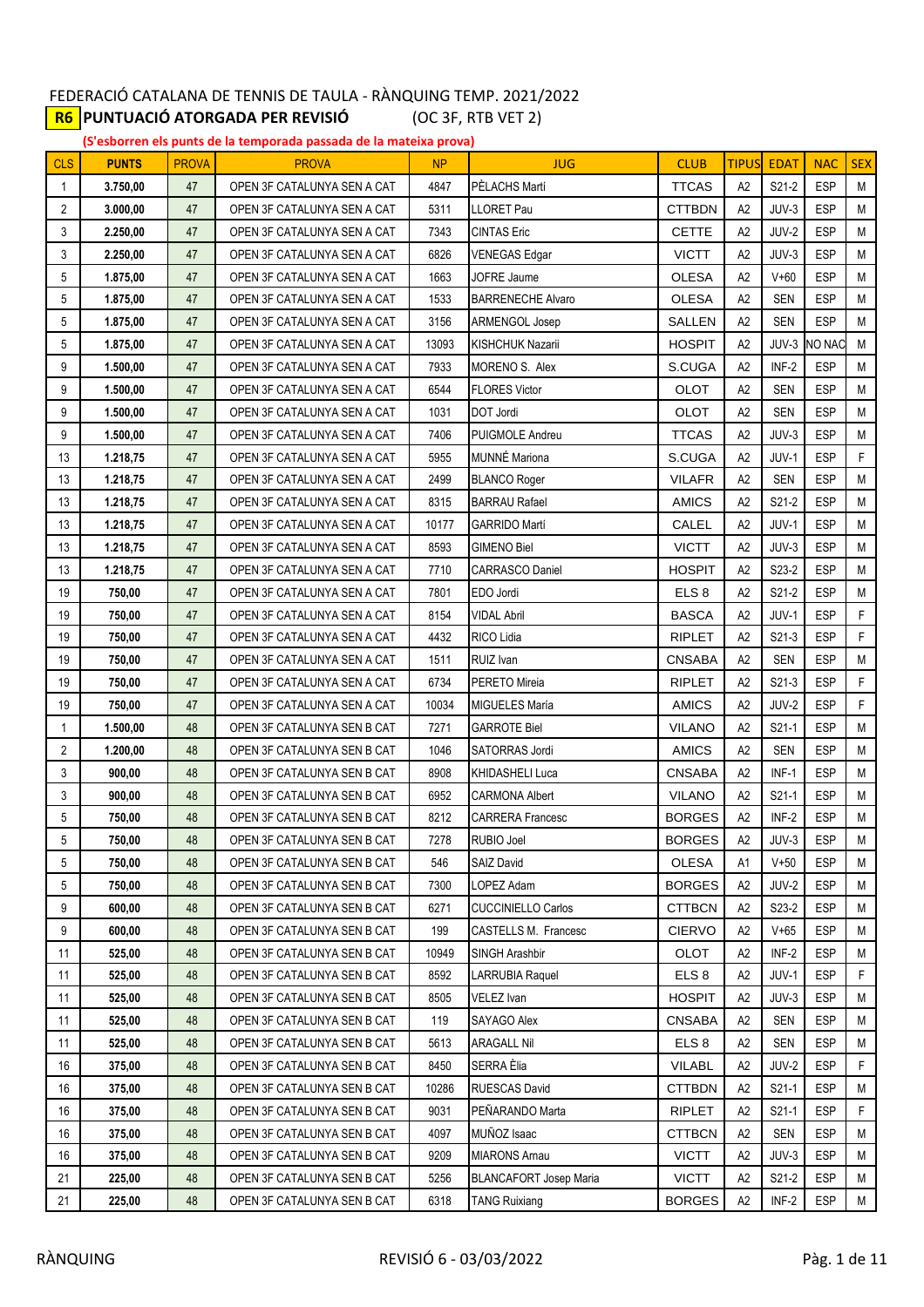FEDERACIÓ CATALANA DE TENNIS DE TAULA - RÀNQUING TEMP. 2021/2022

**R6 PUNTUACIÓ ATORGADA PER REVISIÓ** (OC 3F, RTB VET 2)

**(S'esborren els punts de la temporada passada de la mateixa prova)**

| CLS | PUNTS | PROVA | PROVA | NP | JUG | CLUB | TIPUS | EDAT | NAC | SEX |
|---|---|---|---|---|---|---|---|---|---|---|
| 1 | 3.750,00 | 47 | OPEN 3F CATALUNYA SEN A CAT | 4847 | PÈLACHS Martí | TTCAS | A2 | S21-2 | ESP | M |
| 2 | 3.000,00 | 47 | OPEN 3F CATALUNYA SEN A CAT | 5311 | LLORET Pau | CTTBDN | A2 | JUV-3 | ESP | M |
| 3 | 2.250,00 | 47 | OPEN 3F CATALUNYA SEN A CAT | 7343 | CINTAS Eric | CETTE | A2 | JUV-2 | ESP | M |
| 3 | 2.250,00 | 47 | OPEN 3F CATALUNYA SEN A CAT | 6826 | VENEGAS Edgar | VICTT | A2 | JUV-3 | ESP | M |
| 5 | 1.875,00 | 47 | OPEN 3F CATALUNYA SEN A CAT | 1663 | JOFRE Jaume | OLESA | A2 | V+60 | ESP | M |
| 5 | 1.875,00 | 47 | OPEN 3F CATALUNYA SEN A CAT | 1533 | BARRENECHE Alvaro | OLESA | A2 | SEN | ESP | M |
| 5 | 1.875,00 | 47 | OPEN 3F CATALUNYA SEN A CAT | 3156 | ARMENGOL Josep | SALLEN | A2 | SEN | ESP | M |
| 5 | 1.875,00 | 47 | OPEN 3F CATALUNYA SEN A CAT | 13093 | KISHCHUK Nazarii | HOSPIT | A2 | JUV-3 | NO NAC | M |
| 9 | 1.500,00 | 47 | OPEN 3F CATALUNYA SEN A CAT | 7933 | MORENO S. Alex | S.CUGA | A2 | INF-2 | ESP | M |
| 9 | 1.500,00 | 47 | OPEN 3F CATALUNYA SEN A CAT | 6544 | FLORES Victor | OLOT | A2 | SEN | ESP | M |
| 9 | 1.500,00 | 47 | OPEN 3F CATALUNYA SEN A CAT | 1031 | DOT Jordi | OLOT | A2 | SEN | ESP | M |
| 9 | 1.500,00 | 47 | OPEN 3F CATALUNYA SEN A CAT | 7406 | PUIGMOLE Andreu | TTCAS | A2 | JUV-3 | ESP | M |
| 13 | 1.218,75 | 47 | OPEN 3F CATALUNYA SEN A CAT | 5955 | MUNNÉ Mariona | S.CUGA | A2 | JUV-1 | ESP | F |
| 13 | 1.218,75 | 47 | OPEN 3F CATALUNYA SEN A CAT | 2499 | BLANCO Roger | VILAFR | A2 | SEN | ESP | M |
| 13 | 1.218,75 | 47 | OPEN 3F CATALUNYA SEN A CAT | 8315 | BARRAU Rafael | AMICS | A2 | S21-2 | ESP | M |
| 13 | 1.218,75 | 47 | OPEN 3F CATALUNYA SEN A CAT | 10177 | GARRIDO Martí | CALEL | A2 | JUV-1 | ESP | M |
| 13 | 1.218,75 | 47 | OPEN 3F CATALUNYA SEN A CAT | 8593 | GIMENO Biel | VICTT | A2 | JUV-3 | ESP | M |
| 13 | 1.218,75 | 47 | OPEN 3F CATALUNYA SEN A CAT | 7710 | CARRASCO Daniel | HOSPIT | A2 | S23-2 | ESP | M |
| 19 | 750,00 | 47 | OPEN 3F CATALUNYA SEN A CAT | 7801 | EDO Jordi | ELS 8 | A2 | S21-2 | ESP | M |
| 19 | 750,00 | 47 | OPEN 3F CATALUNYA SEN A CAT | 8154 | VIDAL Abril | BASCA | A2 | JUV-1 | ESP | F |
| 19 | 750,00 | 47 | OPEN 3F CATALUNYA SEN A CAT | 4432 | RICO Lidia | RIPLET | A2 | S21-3 | ESP | F |
| 19 | 750,00 | 47 | OPEN 3F CATALUNYA SEN A CAT | 1511 | RUIZ Ivan | CNSABA | A2 | SEN | ESP | M |
| 19 | 750,00 | 47 | OPEN 3F CATALUNYA SEN A CAT | 6734 | PERETO Mireia | RIPLET | A2 | S21-3 | ESP | F |
| 19 | 750,00 | 47 | OPEN 3F CATALUNYA SEN A CAT | 10034 | MIGUELES María | AMICS | A2 | JUV-2 | ESP | F |
| 1 | 1.500,00 | 48 | OPEN 3F CATALUNYA SEN B CAT | 7271 | GARROTE Biel | VILANO | A2 | S21-1 | ESP | M |
| 2 | 1.200,00 | 48 | OPEN 3F CATALUNYA SEN B CAT | 1046 | SATORRAS Jordi | AMICS | A2 | SEN | ESP | M |
| 3 | 900,00 | 48 | OPEN 3F CATALUNYA SEN B CAT | 8908 | KHIDASHELI Luca | CNSABA | A2 | INF-1 | ESP | M |
| 3 | 900,00 | 48 | OPEN 3F CATALUNYA SEN B CAT | 6952 | CARMONA Albert | VILANO | A2 | S21-1 | ESP | M |
| 5 | 750,00 | 48 | OPEN 3F CATALUNYA SEN B CAT | 8212 | CARRERA Francesc | BORGES | A2 | INF-2 | ESP | M |
| 5 | 750,00 | 48 | OPEN 3F CATALUNYA SEN B CAT | 7278 | RUBIO Joel | BORGES | A2 | JUV-3 | ESP | M |
| 5 | 750,00 | 48 | OPEN 3F CATALUNYA SEN B CAT | 546 | SAIZ David | OLESA | A1 | V+50 | ESP | M |
| 5 | 750,00 | 48 | OPEN 3F CATALUNYA SEN B CAT | 7300 | LOPEZ Adam | BORGES | A2 | JUV-2 | ESP | M |
| 9 | 600,00 | 48 | OPEN 3F CATALUNYA SEN B CAT | 6271 | CUCCINIELLO Carlos | CTTBCN | A2 | S23-2 | ESP | M |
| 9 | 600,00 | 48 | OPEN 3F CATALUNYA SEN B CAT | 199 | CASTELLS M. Francesc | CIERVO | A2 | V+65 | ESP | M |
| 11 | 525,00 | 48 | OPEN 3F CATALUNYA SEN B CAT | 10949 | SINGH Arashbir | OLOT | A2 | INF-2 | ESP | M |
| 11 | 525,00 | 48 | OPEN 3F CATALUNYA SEN B CAT | 8592 | LARRUBIA Raquel | ELS 8 | A2 | JUV-1 | ESP | F |
| 11 | 525,00 | 48 | OPEN 3F CATALUNYA SEN B CAT | 8505 | VELEZ Ivan | HOSPIT | A2 | JUV-3 | ESP | M |
| 11 | 525,00 | 48 | OPEN 3F CATALUNYA SEN B CAT | 119 | SAYAGO Alex | CNSABA | A2 | SEN | ESP | M |
| 11 | 525,00 | 48 | OPEN 3F CATALUNYA SEN B CAT | 5613 | ARAGALL Nil | ELS 8 | A2 | SEN | ESP | M |
| 16 | 375,00 | 48 | OPEN 3F CATALUNYA SEN B CAT | 8450 | SERRA Èlia | VILABL | A2 | JUV-2 | ESP | F |
| 16 | 375,00 | 48 | OPEN 3F CATALUNYA SEN B CAT | 10286 | RUESCAS David | CTTBDN | A2 | S21-1 | ESP | M |
| 16 | 375,00 | 48 | OPEN 3F CATALUNYA SEN B CAT | 9031 | PEÑARANDO Marta | RIPLET | A2 | S21-1 | ESP | F |
| 16 | 375,00 | 48 | OPEN 3F CATALUNYA SEN B CAT | 4097 | MUÑOZ Isaac | CTTBCN | A2 | SEN | ESP | M |
| 16 | 375,00 | 48 | OPEN 3F CATALUNYA SEN B CAT | 9209 | MIARONS Arnau | VICTT | A2 | JUV-3 | ESP | M |
| 21 | 225,00 | 48 | OPEN 3F CATALUNYA SEN B CAT | 5256 | BLANCAFORT Josep Maria | VICTT | A2 | S21-2 | ESP | M |
| 21 | 225,00 | 48 | OPEN 3F CATALUNYA SEN B CAT | 6318 | TANG Ruixiang | BORGES | A2 | INF-2 | ESP | M |

RÀNQUING REVISIÓ 6 - 03/03/2022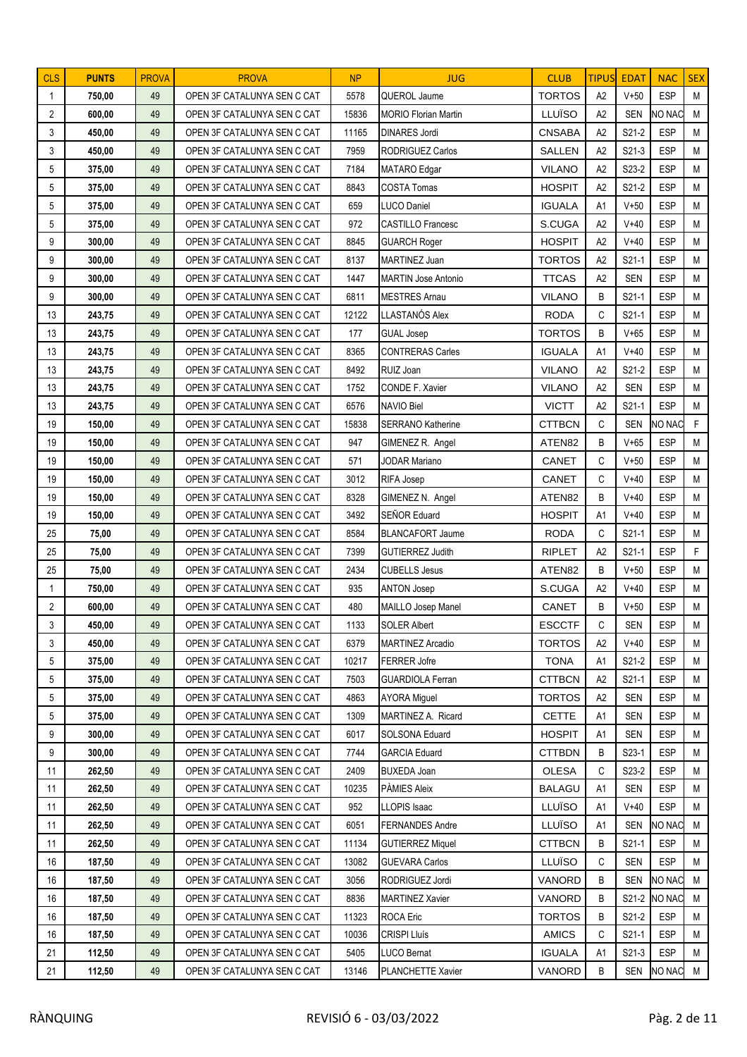| CLS | PUNTS | PROVA | PROVA | NP | JUG | CLUB | TIPUS | EDAT | NAC | SEX |
|---|---|---|---|---|---|---|---|---|---|---|
| 1 | 750,00 | 49 | OPEN 3F CATALUNYA SEN C CAT | 5578 | QUEROL Jaume | TORTOS | A2 | V+50 | ESP | M |
| 2 | 600,00 | 49 | OPEN 3F CATALUNYA SEN C CAT | 15836 | MORIO Florian Martin | LLUÏSO | A2 | SEN | NO NAC | M |
| 3 | 450,00 | 49 | OPEN 3F CATALUNYA SEN C CAT | 11165 | DINARES Jordi | CNSABA | A2 | S21-2 | ESP | M |
| 3 | 450,00 | 49 | OPEN 3F CATALUNYA SEN C CAT | 7959 | RODRIGUEZ Carlos | SALLEN | A2 | S21-3 | ESP | M |
| 5 | 375,00 | 49 | OPEN 3F CATALUNYA SEN C CAT | 7184 | MATARO Edgar | VILANO | A2 | S23-2 | ESP | M |
| 5 | 375,00 | 49 | OPEN 3F CATALUNYA SEN C CAT | 8843 | COSTA Tomas | HOSPIT | A2 | S21-2 | ESP | M |
| 5 | 375,00 | 49 | OPEN 3F CATALUNYA SEN C CAT | 659 | LUCO Daniel | IGUALA | A1 | V+50 | ESP | M |
| 5 | 375,00 | 49 | OPEN 3F CATALUNYA SEN C CAT | 972 | CASTILLO Francesc | S.CUGA | A2 | V+40 | ESP | M |
| 9 | 300,00 | 49 | OPEN 3F CATALUNYA SEN C CAT | 8845 | GUARCH Roger | HOSPIT | A2 | V+40 | ESP | M |
| 9 | 300,00 | 49 | OPEN 3F CATALUNYA SEN C CAT | 8137 | MARTINEZ Juan | TORTOS | A2 | S21-1 | ESP | M |
| 9 | 300,00 | 49 | OPEN 3F CATALUNYA SEN C CAT | 1447 | MARTIN Jose Antonio | TTCAS | A2 | SEN | ESP | M |
| 9 | 300,00 | 49 | OPEN 3F CATALUNYA SEN C CAT | 6811 | MESTRES Arnau | VILANO | B | S21-1 | ESP | M |
| 13 | 243,75 | 49 | OPEN 3F CATALUNYA SEN C CAT | 12122 | LLASTANÓS Alex | RODA | C | S21-1 | ESP | M |
| 13 | 243,75 | 49 | OPEN 3F CATALUNYA SEN C CAT | 177 | GUAL Josep | TORTOS | B | V+65 | ESP | M |
| 13 | 243,75 | 49 | OPEN 3F CATALUNYA SEN C CAT | 8365 | CONTRERAS Carles | IGUALA | A1 | V+40 | ESP | M |
| 13 | 243,75 | 49 | OPEN 3F CATALUNYA SEN C CAT | 8492 | RUIZ Joan | VILANO | A2 | S21-2 | ESP | M |
| 13 | 243,75 | 49 | OPEN 3F CATALUNYA SEN C CAT | 1752 | CONDE F. Xavier | VILANO | A2 | SEN | ESP | M |
| 13 | 243,75 | 49 | OPEN 3F CATALUNYA SEN C CAT | 6576 | NAVIO Biel | VICTT | A2 | S21-1 | ESP | M |
| 19 | 150,00 | 49 | OPEN 3F CATALUNYA SEN C CAT | 15838 | SERRANO Katherine | CTTBCN | C | SEN | NO NAC | F |
| 19 | 150,00 | 49 | OPEN 3F CATALUNYA SEN C CAT | 947 | GIMENEZ R. Angel | ATEN82 | B | V+65 | ESP | M |
| 19 | 150,00 | 49 | OPEN 3F CATALUNYA SEN C CAT | 571 | JODAR Mariano | CANET | C | V+50 | ESP | M |
| 19 | 150,00 | 49 | OPEN 3F CATALUNYA SEN C CAT | 3012 | RIFA Josep | CANET | C | V+40 | ESP | M |
| 19 | 150,00 | 49 | OPEN 3F CATALUNYA SEN C CAT | 8328 | GIMENEZ N. Angel | ATEN82 | B | V+40 | ESP | M |
| 19 | 150,00 | 49 | OPEN 3F CATALUNYA SEN C CAT | 3492 | SEÑOR Eduard | HOSPIT | A1 | V+40 | ESP | M |
| 25 | 75,00 | 49 | OPEN 3F CATALUNYA SEN C CAT | 8584 | BLANCAFORT Jaume | RODA | C | S21-1 | ESP | M |
| 25 | 75,00 | 49 | OPEN 3F CATALUNYA SEN C CAT | 7399 | GUTIERREZ Judith | RIPLET | A2 | S21-1 | ESP | F |
| 25 | 75,00 | 49 | OPEN 3F CATALUNYA SEN C CAT | 2434 | CUBELLS Jesus | ATEN82 | B | V+50 | ESP | M |
| 1 | 750,00 | 49 | OPEN 3F CATALUNYA SEN C CAT | 935 | ANTON Josep | S.CUGA | A2 | V+40 | ESP | M |
| 2 | 600,00 | 49 | OPEN 3F CATALUNYA SEN C CAT | 480 | MAILLO Josep Manel | CANET | B | V+50 | ESP | M |
| 3 | 450,00 | 49 | OPEN 3F CATALUNYA SEN C CAT | 1133 | SOLER Albert | ESCCTF | C | SEN | ESP | M |
| 3 | 450,00 | 49 | OPEN 3F CATALUNYA SEN C CAT | 6379 | MARTINEZ Arcadio | TORTOS | A2 | V+40 | ESP | M |
| 5 | 375,00 | 49 | OPEN 3F CATALUNYA SEN C CAT | 10217 | FERRER Jofre | TONA | A1 | S21-2 | ESP | M |
| 5 | 375,00 | 49 | OPEN 3F CATALUNYA SEN C CAT | 7503 | GUARDIOLA Ferran | CTTBCN | A2 | S21-1 | ESP | M |
| 5 | 375,00 | 49 | OPEN 3F CATALUNYA SEN C CAT | 4863 | AYORA Miguel | TORTOS | A2 | SEN | ESP | M |
| 5 | 375,00 | 49 | OPEN 3F CATALUNYA SEN C CAT | 1309 | MARTINEZ A. Ricard | CETTE | A1 | SEN | ESP | M |
| 9 | 300,00 | 49 | OPEN 3F CATALUNYA SEN C CAT | 6017 | SOLSONA Eduard | HOSPIT | A1 | SEN | ESP | M |
| 9 | 300,00 | 49 | OPEN 3F CATALUNYA SEN C CAT | 7744 | GARCIA Eduard | CTTBDN | B | S23-1 | ESP | M |
| 11 | 262,50 | 49 | OPEN 3F CATALUNYA SEN C CAT | 2409 | BUXEDA Joan | OLESA | C | S23-2 | ESP | M |
| 11 | 262,50 | 49 | OPEN 3F CATALUNYA SEN C CAT | 10235 | PÀMIES Aleix | BALAGU | A1 | SEN | ESP | M |
| 11 | 262,50 | 49 | OPEN 3F CATALUNYA SEN C CAT | 952 | LLOPIS Isaac | LLUÏSO | A1 | V+40 | ESP | M |
| 11 | 262,50 | 49 | OPEN 3F CATALUNYA SEN C CAT | 6051 | FERNANDES Andre | LLUÏSO | A1 | SEN | NO NAC | M |
| 11 | 262,50 | 49 | OPEN 3F CATALUNYA SEN C CAT | 11134 | GUTIERREZ Miquel | CTTBCN | B | S21-1 | ESP | M |
| 16 | 187,50 | 49 | OPEN 3F CATALUNYA SEN C CAT | 13082 | GUEVARA Carlos | LLUÏSO | C | SEN | ESP | M |
| 16 | 187,50 | 49 | OPEN 3F CATALUNYA SEN C CAT | 3056 | RODRIGUEZ Jordi | VANORD | B | SEN | NO NAC | M |
| 16 | 187,50 | 49 | OPEN 3F CATALUNYA SEN C CAT | 8836 | MARTINEZ Xavier | VANORD | B | S21-2 | NO NAC | M |
| 16 | 187,50 | 49 | OPEN 3F CATALUNYA SEN C CAT | 11323 | ROCA Eric | TORTOS | B | S21-2 | ESP | M |
| 16 | 187,50 | 49 | OPEN 3F CATALUNYA SEN C CAT | 10036 | CRISPI Lluís | AMICS | C | S21-1 | ESP | M |
| 21 | 112,50 | 49 | OPEN 3F CATALUNYA SEN C CAT | 5405 | LUCO Bernat | IGUALA | A1 | S21-3 | ESP | M |
| 21 | 112,50 | 49 | OPEN 3F CATALUNYA SEN C CAT | 13146 | PLANCHETTE Xavier | VANORD | B | SEN | NO NAC | M |

RÀNQUING REVISIÓ 6 - 03/03/2022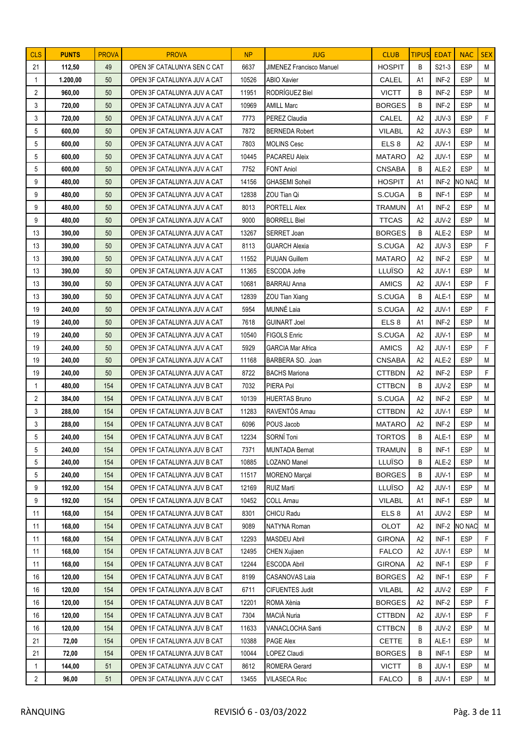| CLS | PUNTS | PROVA | PROVA | NP | JUG | CLUB | TIPUS | EDAT | NAC | SEX |
|---|---|---|---|---|---|---|---|---|---|---|
| 21 | 112,50 | 49 | OPEN 3F CATALUNYA SEN C CAT | 6637 | JIMENEZ Francisco Manuel | HOSPIT | B | S21-3 | ESP | M |
| 1 | 1.200,00 | 50 | OPEN 3F CATALUNYA JUV A CAT | 10526 | ABIO Xavier | CALEL | A1 | INF-2 | ESP | M |
| 2 | 960,00 | 50 | OPEN 3F CATALUNYA JUV A CAT | 11951 | RODRÍGUEZ Biel | VICTT | B | INF-2 | ESP | M |
| 3 | 720,00 | 50 | OPEN 3F CATALUNYA JUV A CAT | 10969 | AMILL Marc | BORGES | B | INF-2 | ESP | M |
| 3 | 720,00 | 50 | OPEN 3F CATALUNYA JUV A CAT | 7773 | PEREZ Claudia | CALEL | A2 | JUV-3 | ESP | F |
| 5 | 600,00 | 50 | OPEN 3F CATALUNYA JUV A CAT | 7872 | BERNEDA Robert | VILABL | A2 | JUV-3 | ESP | M |
| 5 | 600,00 | 50 | OPEN 3F CATALUNYA JUV A CAT | 7803 | MOLINS Cesc | ELS 8 | A2 | JUV-1 | ESP | M |
| 5 | 600,00 | 50 | OPEN 3F CATALUNYA JUV A CAT | 10445 | PACAREU Aleix | MATARO | A2 | JUV-1 | ESP | M |
| 5 | 600,00 | 50 | OPEN 3F CATALUNYA JUV A CAT | 7752 | FONT Aniol | CNSABA | B | ALE-2 | ESP | M |
| 9 | 480,00 | 50 | OPEN 3F CATALUNYA JUV A CAT | 14156 | GHASEMI Soheil | HOSPIT | A1 | INF-2 | NO NAC | M |
| 9 | 480,00 | 50 | OPEN 3F CATALUNYA JUV A CAT | 12838 | ZOU Tian Qi | S.CUGA | B | INF-1 | ESP | M |
| 9 | 480,00 | 50 | OPEN 3F CATALUNYA JUV A CAT | 8013 | PORTELL Alex | TRAMUN | A1 | INF-2 | ESP | M |
| 9 | 480,00 | 50 | OPEN 3F CATALUNYA JUV A CAT | 9000 | BORRELL Biel | TTCAS | A2 | JUV-2 | ESP | M |
| 13 | 390,00 | 50 | OPEN 3F CATALUNYA JUV A CAT | 13267 | SERRET Joan | BORGES | B | ALE-2 | ESP | M |
| 13 | 390,00 | 50 | OPEN 3F CATALUNYA JUV A CAT | 8113 | GUARCH Alexia | S.CUGA | A2 | JUV-3 | ESP | F |
| 13 | 390,00 | 50 | OPEN 3F CATALUNYA JUV A CAT | 11552 | PIJUAN Guillem | MATARO | A2 | INF-2 | ESP | M |
| 13 | 390,00 | 50 | OPEN 3F CATALUNYA JUV A CAT | 11365 | ESCODA Jofre | LLUÏSO | A2 | JUV-1 | ESP | M |
| 13 | 390,00 | 50 | OPEN 3F CATALUNYA JUV A CAT | 10681 | BARRAU Anna | AMICS | A2 | JUV-1 | ESP | F |
| 13 | 390,00 | 50 | OPEN 3F CATALUNYA JUV A CAT | 12839 | ZOU Tian Xiang | S.CUGA | B | ALE-1 | ESP | M |
| 19 | 240,00 | 50 | OPEN 3F CATALUNYA JUV A CAT | 5954 | MUNNÉ Laia | S.CUGA | A2 | JUV-1 | ESP | F |
| 19 | 240,00 | 50 | OPEN 3F CATALUNYA JUV A CAT | 7618 | GUINART Joel | ELS 8 | A1 | INF-2 | ESP | M |
| 19 | 240,00 | 50 | OPEN 3F CATALUNYA JUV A CAT | 10540 | FIGOLS Enric | S.CUGA | A2 | JUV-1 | ESP | M |
| 19 | 240,00 | 50 | OPEN 3F CATALUNYA JUV A CAT | 5929 | GARCIA Mar Africa | AMICS | A2 | JUV-1 | ESP | F |
| 19 | 240,00 | 50 | OPEN 3F CATALUNYA JUV A CAT | 11168 | BARBERA SO. Joan | CNSABA | A2 | ALE-2 | ESP | M |
| 19 | 240,00 | 50 | OPEN 3F CATALUNYA JUV A CAT | 8722 | BACHS Mariona | CTTBDN | A2 | INF-2 | ESP | F |
| 1 | 480,00 | 154 | OPEN 1F CATALUNYA JUV B CAT | 7032 | PIERA Pol | CTTBCN | B | JUV-2 | ESP | M |
| 2 | 384,00 | 154 | OPEN 1F CATALUNYA JUV B CAT | 10139 | HUERTAS Bruno | S.CUGA | A2 | INF-2 | ESP | M |
| 3 | 288,00 | 154 | OPEN 1F CATALUNYA JUV B CAT | 11283 | RAVENTÓS Arnau | CTTBDN | A2 | JUV-1 | ESP | M |
| 3 | 288,00 | 154 | OPEN 1F CATALUNYA JUV B CAT | 6096 | POUS Jacob | MATARO | A2 | INF-2 | ESP | M |
| 5 | 240,00 | 154 | OPEN 1F CATALUNYA JUV B CAT | 12234 | SORNÍ Toni | TORTOS | B | ALE-1 | ESP | M |
| 5 | 240,00 | 154 | OPEN 1F CATALUNYA JUV B CAT | 7371 | MUNTADA Bernat | TRAMUN | B | INF-1 | ESP | M |
| 5 | 240,00 | 154 | OPEN 1F CATALUNYA JUV B CAT | 10885 | LOZANO Manel | LLUÏSO | B | ALE-2 | ESP | M |
| 5 | 240,00 | 154 | OPEN 1F CATALUNYA JUV B CAT | 11517 | MORENO Marçal | BORGES | B | JUV-1 | ESP | M |
| 9 | 192,00 | 154 | OPEN 1F CATALUNYA JUV B CAT | 12169 | RUIZ Martí | LLUÏSO | A2 | JUV-1 | ESP | M |
| 9 | 192,00 | 154 | OPEN 1F CATALUNYA JUV B CAT | 10452 | COLL Arnau | VILABL | A1 | INF-1 | ESP | M |
| 11 | 168,00 | 154 | OPEN 1F CATALUNYA JUV B CAT | 8301 | CHICU Radu | ELS 8 | A1 | JUV-2 | ESP | M |
| 11 | 168,00 | 154 | OPEN 1F CATALUNYA JUV B CAT | 9089 | NATYNA Roman | OLOT | A2 | INF-2 | NO NAC | M |
| 11 | 168,00 | 154 | OPEN 1F CATALUNYA JUV B CAT | 12293 | MASDEU Abril | GIRONA | A2 | INF-1 | ESP | F |
| 11 | 168,00 | 154 | OPEN 1F CATALUNYA JUV B CAT | 12495 | CHEN Xujiaen | FALCO | A2 | JUV-1 | ESP | M |
| 11 | 168,00 | 154 | OPEN 1F CATALUNYA JUV B CAT | 12244 | ESCODA Abril | GIRONA | A2 | INF-1 | ESP | F |
| 16 | 120,00 | 154 | OPEN 1F CATALUNYA JUV B CAT | 8199 | CASANOVAS Laia | BORGES | A2 | INF-1 | ESP | F |
| 16 | 120,00 | 154 | OPEN 1F CATALUNYA JUV B CAT | 6711 | CIFUENTES Judit | VILABL | A2 | JUV-2 | ESP | F |
| 16 | 120,00 | 154 | OPEN 1F CATALUNYA JUV B CAT | 12201 | ROMA Xènia | BORGES | A2 | INF-2 | ESP | F |
| 16 | 120,00 | 154 | OPEN 1F CATALUNYA JUV B CAT | 7304 | MACIÀ Nuria | CTTBDN | A2 | JUV-1 | ESP | F |
| 16 | 120,00 | 154 | OPEN 1F CATALUNYA JUV B CAT | 11633 | VANACLOCHA Santi | CTTBCN | B | JUV-2 | ESP | M |
| 21 | 72,00 | 154 | OPEN 1F CATALUNYA JUV B CAT | 10388 | PAGE Alex | CETTE | B | ALE-1 | ESP | M |
| 21 | 72,00 | 154 | OPEN 1F CATALUNYA JUV B CAT | 10044 | LOPEZ Claudi | BORGES | B | INF-1 | ESP | M |
| 1 | 144,00 | 51 | OPEN 3F CATALUNYA JUV C CAT | 8612 | ROMERA Gerard | VICTT | B | JUV-1 | ESP | M |
| 2 | 96,00 | 51 | OPEN 3F CATALUNYA JUV C CAT | 13455 | VILASECA Roc | FALCO | B | JUV-1 | ESP | M |

RÀNQUING — REVISIÓ 6 - 03/03/2022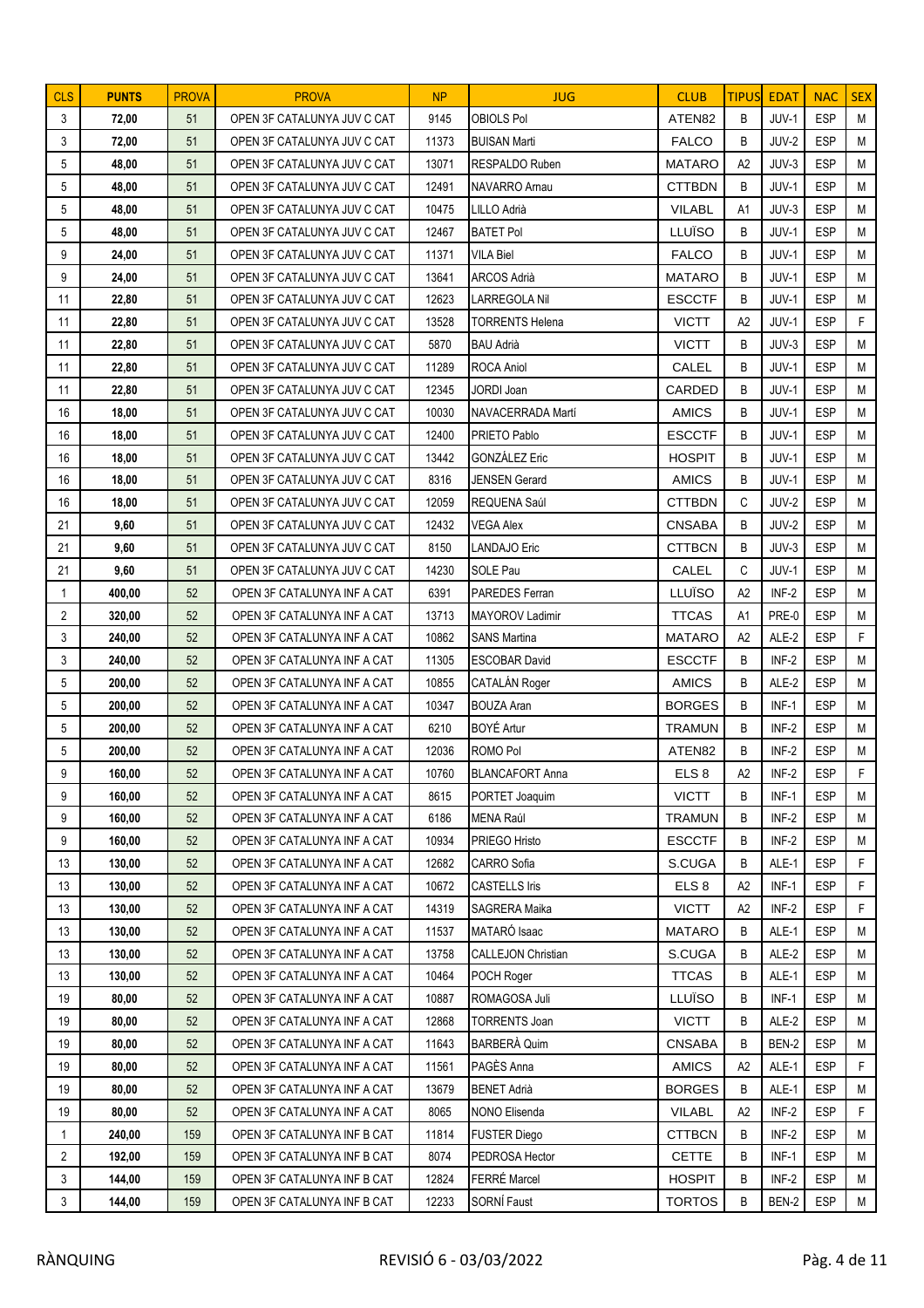| CLS | PUNTS | PROVA | PROVA | NP | JUG | CLUB | TIPUS | EDAT | NAC | SEX |
|---|---|---|---|---|---|---|---|---|---|---|
| 3 | 72,00 | 51 | OPEN 3F CATALUNYA JUV C CAT | 9145 | OBIOLS Pol | ATEN82 | B | JUV-1 | ESP | M |
| 3 | 72,00 | 51 | OPEN 3F CATALUNYA JUV C CAT | 11373 | BUISAN Marti | FALCO | B | JUV-2 | ESP | M |
| 5 | 48,00 | 51 | OPEN 3F CATALUNYA JUV C CAT | 13071 | RESPALDO Ruben | MATARO | A2 | JUV-3 | ESP | M |
| 5 | 48,00 | 51 | OPEN 3F CATALUNYA JUV C CAT | 12491 | NAVARRO Arnau | CTTBDN | B | JUV-1 | ESP | M |
| 5 | 48,00 | 51 | OPEN 3F CATALUNYA JUV C CAT | 10475 | LILLO Adrià | VILABL | A1 | JUV-3 | ESP | M |
| 5 | 48,00 | 51 | OPEN 3F CATALUNYA JUV C CAT | 12467 | BATET Pol | LLUÏSO | B | JUV-1 | ESP | M |
| 9 | 24,00 | 51 | OPEN 3F CATALUNYA JUV C CAT | 11371 | VILA Biel | FALCO | B | JUV-1 | ESP | M |
| 9 | 24,00 | 51 | OPEN 3F CATALUNYA JUV C CAT | 13641 | ARCOS Adrià | MATARO | B | JUV-1 | ESP | M |
| 11 | 22,80 | 51 | OPEN 3F CATALUNYA JUV C CAT | 12623 | LARREGOLA Nil | ESCCTF | B | JUV-1 | ESP | M |
| 11 | 22,80 | 51 | OPEN 3F CATALUNYA JUV C CAT | 13528 | TORRENTS Helena | VICTT | A2 | JUV-1 | ESP | F |
| 11 | 22,80 | 51 | OPEN 3F CATALUNYA JUV C CAT | 5870 | BAU Adrià | VICTT | B | JUV-3 | ESP | M |
| 11 | 22,80 | 51 | OPEN 3F CATALUNYA JUV C CAT | 11289 | ROCA Aniol | CALEL | B | JUV-1 | ESP | M |
| 11 | 22,80 | 51 | OPEN 3F CATALUNYA JUV C CAT | 12345 | JORDI Joan | CARDED | B | JUV-1 | ESP | M |
| 16 | 18,00 | 51 | OPEN 3F CATALUNYA JUV C CAT | 10030 | NAVACERRADA Martí | AMICS | B | JUV-1 | ESP | M |
| 16 | 18,00 | 51 | OPEN 3F CATALUNYA JUV C CAT | 12400 | PRIETO Pablo | ESCCTF | B | JUV-1 | ESP | M |
| 16 | 18,00 | 51 | OPEN 3F CATALUNYA JUV C CAT | 13442 | GONZÁLEZ Eric | HOSPIT | B | JUV-1 | ESP | M |
| 16 | 18,00 | 51 | OPEN 3F CATALUNYA JUV C CAT | 8316 | JENSEN Gerard | AMICS | B | JUV-1 | ESP | M |
| 16 | 18,00 | 51 | OPEN 3F CATALUNYA JUV C CAT | 12059 | REQUENA Saúl | CTTBDN | C | JUV-2 | ESP | M |
| 21 | 9,60 | 51 | OPEN 3F CATALUNYA JUV C CAT | 12432 | VEGA Alex | CNSABA | B | JUV-2 | ESP | M |
| 21 | 9,60 | 51 | OPEN 3F CATALUNYA JUV C CAT | 8150 | LANDAJO Eric | CTTBCN | B | JUV-3 | ESP | M |
| 21 | 9,60 | 51 | OPEN 3F CATALUNYA JUV C CAT | 14230 | SOLE Pau | CALEL | C | JUV-1 | ESP | M |
| 1 | 400,00 | 52 | OPEN 3F CATALUNYA INF A CAT | 6391 | PAREDES Ferran | LLUÏSO | A2 | INF-2 | ESP | M |
| 2 | 320,00 | 52 | OPEN 3F CATALUNYA INF A CAT | 13713 | MAYOROV Ladimir | TTCAS | A1 | PRE-0 | ESP | M |
| 3 | 240,00 | 52 | OPEN 3F CATALUNYA INF A CAT | 10862 | SANS Martina | MATARO | A2 | ALE-2 | ESP | F |
| 3 | 240,00 | 52 | OPEN 3F CATALUNYA INF A CAT | 11305 | ESCOBAR David | ESCCTF | B | INF-2 | ESP | M |
| 5 | 200,00 | 52 | OPEN 3F CATALUNYA INF A CAT | 10855 | CATALÁN Roger | AMICS | B | ALE-2 | ESP | M |
| 5 | 200,00 | 52 | OPEN 3F CATALUNYA INF A CAT | 10347 | BOUZA Aran | BORGES | B | INF-1 | ESP | M |
| 5 | 200,00 | 52 | OPEN 3F CATALUNYA INF A CAT | 6210 | BOYÉ Artur | TRAMUN | B | INF-2 | ESP | M |
| 5 | 200,00 | 52 | OPEN 3F CATALUNYA INF A CAT | 12036 | ROMO Pol | ATEN82 | B | INF-2 | ESP | M |
| 9 | 160,00 | 52 | OPEN 3F CATALUNYA INF A CAT | 10760 | BLANCAFORT Anna | ELS 8 | A2 | INF-2 | ESP | F |
| 9 | 160,00 | 52 | OPEN 3F CATALUNYA INF A CAT | 8615 | PORTET Joaquim | VICTT | B | INF-1 | ESP | M |
| 9 | 160,00 | 52 | OPEN 3F CATALUNYA INF A CAT | 6186 | MENA Raúl | TRAMUN | B | INF-2 | ESP | M |
| 9 | 160,00 | 52 | OPEN 3F CATALUNYA INF A CAT | 10934 | PRIEGO Hristo | ESCCTF | B | INF-2 | ESP | M |
| 13 | 130,00 | 52 | OPEN 3F CATALUNYA INF A CAT | 12682 | CARRO Sofia | S.CUGA | B | ALE-1 | ESP | F |
| 13 | 130,00 | 52 | OPEN 3F CATALUNYA INF A CAT | 10672 | CASTELLS Iris | ELS 8 | A2 | INF-1 | ESP | F |
| 13 | 130,00 | 52 | OPEN 3F CATALUNYA INF A CAT | 14319 | SAGRERA Maika | VICTT | A2 | INF-2 | ESP | F |
| 13 | 130,00 | 52 | OPEN 3F CATALUNYA INF A CAT | 11537 | MATARÓ Isaac | MATARO | B | ALE-1 | ESP | M |
| 13 | 130,00 | 52 | OPEN 3F CATALUNYA INF A CAT | 13758 | CALLEJON Christian | S.CUGA | B | ALE-2 | ESP | M |
| 13 | 130,00 | 52 | OPEN 3F CATALUNYA INF A CAT | 10464 | POCH Roger | TTCAS | B | ALE-1 | ESP | M |
| 19 | 80,00 | 52 | OPEN 3F CATALUNYA INF A CAT | 10887 | ROMAGOSA Juli | LLUÏSO | B | INF-1 | ESP | M |
| 19 | 80,00 | 52 | OPEN 3F CATALUNYA INF A CAT | 12868 | TORRENTS Joan | VICTT | B | ALE-2 | ESP | M |
| 19 | 80,00 | 52 | OPEN 3F CATALUNYA INF A CAT | 11643 | BARBERÀ Quim | CNSABA | B | BEN-2 | ESP | M |
| 19 | 80,00 | 52 | OPEN 3F CATALUNYA INF A CAT | 11561 | PAGÈS Anna | AMICS | A2 | ALE-1 | ESP | F |
| 19 | 80,00 | 52 | OPEN 3F CATALUNYA INF A CAT | 13679 | BENET Adrià | BORGES | B | ALE-1 | ESP | M |
| 19 | 80,00 | 52 | OPEN 3F CATALUNYA INF A CAT | 8065 | NONO Elisenda | VILABL | A2 | INF-2 | ESP | F |
| 1 | 240,00 | 159 | OPEN 3F CATALUNYA INF B CAT | 11814 | FUSTER Diego | CTTBCN | B | INF-2 | ESP | M |
| 2 | 192,00 | 159 | OPEN 3F CATALUNYA INF B CAT | 8074 | PEDROSA Hector | CETTE | B | INF-1 | ESP | M |
| 3 | 144,00 | 159 | OPEN 3F CATALUNYA INF B CAT | 12824 | FERRÉ Marcel | HOSPIT | B | INF-2 | ESP | M |
| 3 | 144,00 | 159 | OPEN 3F CATALUNYA INF B CAT | 12233 | SORNÍ Faust | TORTOS | B | BEN-2 | ESP | M |

RÀNQUING — REVISIÓ 6 - 03/03/2022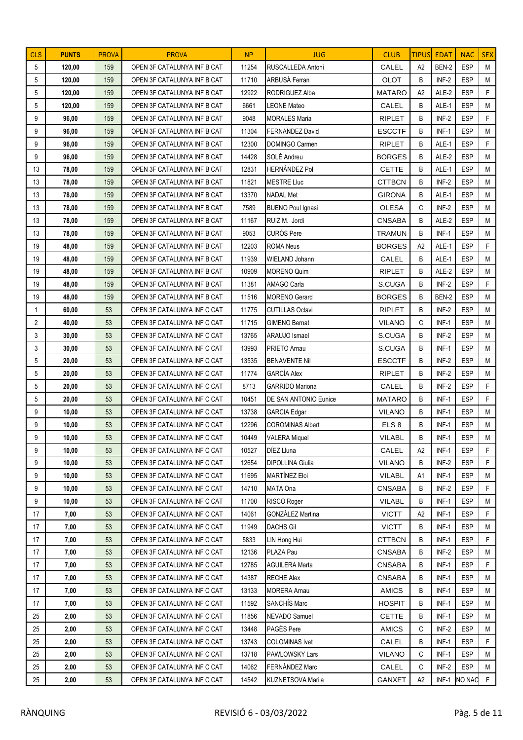| CLS | PUNTS | PROVA | PROVA | NP | JUG | CLUB | TIPUS | EDAT | NAC | SEX |
|---|---|---|---|---|---|---|---|---|---|---|
| 5 | 120,00 | 159 | OPEN 3F CATALUNYA INF B CAT | 11254 | RUSCALLEDA Antoni | CALEL | A2 | BEN-2 | ESP | M |
| 5 | 120,00 | 159 | OPEN 3F CATALUNYA INF B CAT | 11710 | ARBUSÀ Ferran | OLOT | B | INF-2 | ESP | M |
| 5 | 120,00 | 159 | OPEN 3F CATALUNYA INF B CAT | 12922 | RODRIGUEZ Alba | MATARO | A2 | ALE-2 | ESP | F |
| 5 | 120,00 | 159 | OPEN 3F CATALUNYA INF B CAT | 6661 | LEONE Mateo | CALEL | B | ALE-1 | ESP | M |
| 9 | 96,00 | 159 | OPEN 3F CATALUNYA INF B CAT | 9048 | MORALES Maria | RIPLET | B | INF-2 | ESP | F |
| 9 | 96,00 | 159 | OPEN 3F CATALUNYA INF B CAT | 11304 | FERNANDEZ David | ESCCTF | B | INF-1 | ESP | M |
| 9 | 96,00 | 159 | OPEN 3F CATALUNYA INF B CAT | 12300 | DOMINGO Carmen | RIPLET | B | ALE-1 | ESP | F |
| 9 | 96,00 | 159 | OPEN 3F CATALUNYA INF B CAT | 14428 | SOLÉ Andreu | BORGES | B | ALE-2 | ESP | M |
| 13 | 78,00 | 159 | OPEN 3F CATALUNYA INF B CAT | 12831 | HERNÁNDEZ Pol | CETTE | B | ALE-1 | ESP | M |
| 13 | 78,00 | 159 | OPEN 3F CATALUNYA INF B CAT | 11821 | MESTRE Lluc | CTTBCN | B | INF-2 | ESP | M |
| 13 | 78,00 | 159 | OPEN 3F CATALUNYA INF B CAT | 13370 | NADAL Met | GIRONA | B | ALE-1 | ESP | M |
| 13 | 78,00 | 159 | OPEN 3F CATALUNYA INF B CAT | 7589 | BUENO Poul Ignasi | OLESA | C | INF-2 | ESP | M |
| 13 | 78,00 | 159 | OPEN 3F CATALUNYA INF B CAT | 11167 | RUIZ M. Jordi | CNSABA | B | ALE-2 | ESP | M |
| 13 | 78,00 | 159 | OPEN 3F CATALUNYA INF B CAT | 9053 | CURÓS Pere | TRAMUN | B | INF-1 | ESP | M |
| 19 | 48,00 | 159 | OPEN 3F CATALUNYA INF B CAT | 12203 | ROMA Neus | BORGES | A2 | ALE-1 | ESP | F |
| 19 | 48,00 | 159 | OPEN 3F CATALUNYA INF B CAT | 11939 | WIELAND Johann | CALEL | B | ALE-1 | ESP | M |
| 19 | 48,00 | 159 | OPEN 3F CATALUNYA INF B CAT | 10909 | MORENO Quim | RIPLET | B | ALE-2 | ESP | M |
| 19 | 48,00 | 159 | OPEN 3F CATALUNYA INF B CAT | 11381 | AMAGO Carla | S.CUGA | B | INF-2 | ESP | F |
| 19 | 48,00 | 159 | OPEN 3F CATALUNYA INF B CAT | 11516 | MORENO Gerard | BORGES | B | BEN-2 | ESP | M |
| 1 | 60,00 | 53 | OPEN 3F CATALUNYA INF C CAT | 11775 | CUTILLAS Octavi | RIPLET | B | INF-2 | ESP | M |
| 2 | 40,00 | 53 | OPEN 3F CATALUNYA INF C CAT | 11715 | GIMENO Bernat | VILANO | C | INF-1 | ESP | M |
| 3 | 30,00 | 53 | OPEN 3F CATALUNYA INF C CAT | 13765 | ARAUJO Ismael | S.CUGA | B | INF-2 | ESP | M |
| 3 | 30,00 | 53 | OPEN 3F CATALUNYA INF C CAT | 13993 | PRIETO Arnau | S.CUGA | B | INF-1 | ESP | M |
| 5 | 20,00 | 53 | OPEN 3F CATALUNYA INF C CAT | 13535 | BENAVENTE Nil | ESCCTF | B | INF-2 | ESP | M |
| 5 | 20,00 | 53 | OPEN 3F CATALUNYA INF C CAT | 11774 | GARCÍA Alex | RIPLET | B | INF-2 | ESP | M |
| 5 | 20,00 | 53 | OPEN 3F CATALUNYA INF C CAT | 8713 | GARRIDO Mariona | CALEL | B | INF-2 | ESP | F |
| 5 | 20,00 | 53 | OPEN 3F CATALUNYA INF C CAT | 10451 | DE SAN ANTONIO Eunice | MATARO | B | INF-1 | ESP | F |
| 9 | 10,00 | 53 | OPEN 3F CATALUNYA INF C CAT | 13738 | GARCIA Edgar | VILANO | B | INF-1 | ESP | M |
| 9 | 10,00 | 53 | OPEN 3F CATALUNYA INF C CAT | 12296 | COROMINAS Albert | ELS 8 | B | INF-1 | ESP | M |
| 9 | 10,00 | 53 | OPEN 3F CATALUNYA INF C CAT | 10449 | VALERA Miquel | VILABL | B | INF-1 | ESP | M |
| 9 | 10,00 | 53 | OPEN 3F CATALUNYA INF C CAT | 10527 | DÍEZ Lluna | CALEL | A2 | INF-1 | ESP | F |
| 9 | 10,00 | 53 | OPEN 3F CATALUNYA INF C CAT | 12654 | DIPOLLINA Giulia | VILANO | B | INF-2 | ESP | F |
| 9 | 10,00 | 53 | OPEN 3F CATALUNYA INF C CAT | 11695 | MARTÍNEZ Eloi | VILABL | A1 | INF-1 | ESP | M |
| 9 | 10,00 | 53 | OPEN 3F CATALUNYA INF C CAT | 14710 | MATA Ona | CNSABA | B | INF-2 | ESP | F |
| 9 | 10,00 | 53 | OPEN 3F CATALUNYA INF C CAT | 11700 | RISCO Roger | VILABL | B | INF-1 | ESP | M |
| 17 | 7,00 | 53 | OPEN 3F CATALUNYA INF C CAT | 14061 | GONZÁLEZ Martina | VICTT | A2 | INF-1 | ESP | F |
| 17 | 7,00 | 53 | OPEN 3F CATALUNYA INF C CAT | 11949 | DACHS Gil | VICTT | B | INF-1 | ESP | M |
| 17 | 7,00 | 53 | OPEN 3F CATALUNYA INF C CAT | 5833 | LIN Hong Hui | CTTBCN | B | INF-1 | ESP | F |
| 17 | 7,00 | 53 | OPEN 3F CATALUNYA INF C CAT | 12136 | PLAZA Pau | CNSABA | B | INF-2 | ESP | M |
| 17 | 7,00 | 53 | OPEN 3F CATALUNYA INF C CAT | 12785 | AGUILERA Marta | CNSABA | B | INF-1 | ESP | F |
| 17 | 7,00 | 53 | OPEN 3F CATALUNYA INF C CAT | 14387 | RECHE Alex | CNSABA | B | INF-1 | ESP | M |
| 17 | 7,00 | 53 | OPEN 3F CATALUNYA INF C CAT | 13133 | MORERA Arnau | AMICS | B | INF-1 | ESP | M |
| 17 | 7,00 | 53 | OPEN 3F CATALUNYA INF C CAT | 11592 | SANCHÍS Marc | HOSPIT | B | INF-1 | ESP | M |
| 25 | 2,00 | 53 | OPEN 3F CATALUNYA INF C CAT | 11856 | NEVADO Samuel | CETTE | B | INF-1 | ESP | M |
| 25 | 2,00 | 53 | OPEN 3F CATALUNYA INF C CAT | 13448 | PAGÈS Pere | AMICS | C | INF-2 | ESP | M |
| 25 | 2,00 | 53 | OPEN 3F CATALUNYA INF C CAT | 13743 | COLOMINAS Ivet | CALEL | B | INF-1 | ESP | F |
| 25 | 2,00 | 53 | OPEN 3F CATALUNYA INF C CAT | 13718 | PAWLOWSKY Lars | VILANO | C | INF-1 | ESP | M |
| 25 | 2,00 | 53 | OPEN 3F CATALUNYA INF C CAT | 14062 | FERNÁNDEZ Marc | CALEL | C | INF-2 | ESP | M |
| 25 | 2,00 | 53 | OPEN 3F CATALUNYA INF C CAT | 14542 | KUZNETSOVA Mariia | GANXET | A2 | INF-1 | NO NAC | F |

RÀNQUING — REVISIÓ 6 - 03/03/2022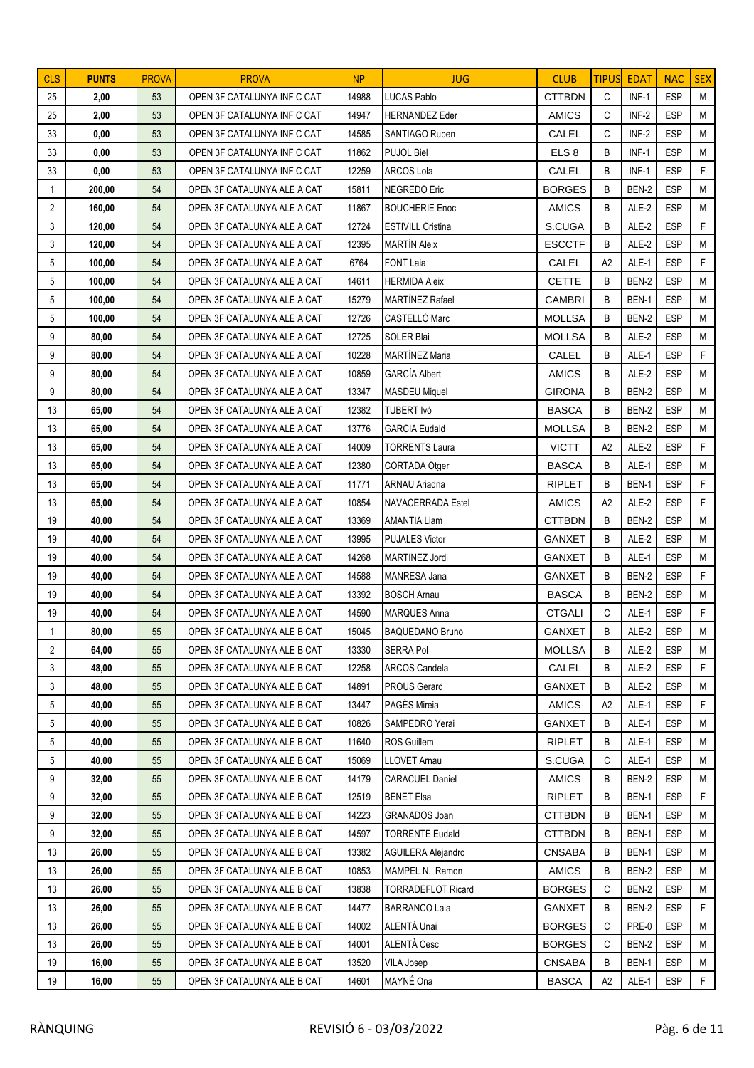| CLS | PUNTS | PROVA | PROVA | NP | JUG | CLUB | TIPUS | EDAT | NAC | SEX |
|---|---|---|---|---|---|---|---|---|---|---|
| 25 | 2,00 | 53 | OPEN 3F CATALUNYA INF C CAT | 14988 | LUCAS Pablo | CTTBDN | C | INF-1 | ESP | M |
| 25 | 2,00 | 53 | OPEN 3F CATALUNYA INF C CAT | 14947 | HERNANDEZ Eder | AMICS | C | INF-2 | ESP | M |
| 33 | 0,00 | 53 | OPEN 3F CATALUNYA INF C CAT | 14585 | SANTIAGO Ruben | CALEL | C | INF-2 | ESP | M |
| 33 | 0,00 | 53 | OPEN 3F CATALUNYA INF C CAT | 11862 | PUJOL Biel | ELS 8 | B | INF-1 | ESP | M |
| 33 | 0,00 | 53 | OPEN 3F CATALUNYA INF C CAT | 12259 | ARCOS Lola | CALEL | B | INF-1 | ESP | F |
| 1 | 200,00 | 54 | OPEN 3F CATALUNYA ALE A CAT | 15811 | NEGREDO Eric | BORGES | B | BEN-2 | ESP | M |
| 2 | 160,00 | 54 | OPEN 3F CATALUNYA ALE A CAT | 11867 | BOUCHERIE Enoc | AMICS | B | ALE-2 | ESP | M |
| 3 | 120,00 | 54 | OPEN 3F CATALUNYA ALE A CAT | 12724 | ESTIVILL Cristina | S.CUGA | B | ALE-2 | ESP | F |
| 3 | 120,00 | 54 | OPEN 3F CATALUNYA ALE A CAT | 12395 | MARTÍN Aleix | ESCCTF | B | ALE-2 | ESP | M |
| 5 | 100,00 | 54 | OPEN 3F CATALUNYA ALE A CAT | 6764 | FONT Laia | CALEL | A2 | ALE-1 | ESP | F |
| 5 | 100,00 | 54 | OPEN 3F CATALUNYA ALE A CAT | 14611 | HERMIDA Aleix | CETTE | B | BEN-2 | ESP | M |
| 5 | 100,00 | 54 | OPEN 3F CATALUNYA ALE A CAT | 15279 | MARTÍNEZ Rafael | CAMBRI | B | BEN-1 | ESP | M |
| 5 | 100,00 | 54 | OPEN 3F CATALUNYA ALE A CAT | 12726 | CASTELLÓ Marc | MOLLSA | B | BEN-2 | ESP | M |
| 9 | 80,00 | 54 | OPEN 3F CATALUNYA ALE A CAT | 12725 | SOLER Blai | MOLLSA | B | ALE-2 | ESP | M |
| 9 | 80,00 | 54 | OPEN 3F CATALUNYA ALE A CAT | 10228 | MARTÍNEZ Maria | CALEL | B | ALE-1 | ESP | F |
| 9 | 80,00 | 54 | OPEN 3F CATALUNYA ALE A CAT | 10859 | GARCÍA Albert | AMICS | B | ALE-2 | ESP | M |
| 9 | 80,00 | 54 | OPEN 3F CATALUNYA ALE A CAT | 13347 | MASDEU Miquel | GIRONA | B | BEN-2 | ESP | M |
| 13 | 65,00 | 54 | OPEN 3F CATALUNYA ALE A CAT | 12382 | TUBERT Ivó | BASCA | B | BEN-2 | ESP | M |
| 13 | 65,00 | 54 | OPEN 3F CATALUNYA ALE A CAT | 13776 | GARCIA Eudald | MOLLSA | B | BEN-2 | ESP | M |
| 13 | 65,00 | 54 | OPEN 3F CATALUNYA ALE A CAT | 14009 | TORRENTS Laura | VICTT | A2 | ALE-2 | ESP | F |
| 13 | 65,00 | 54 | OPEN 3F CATALUNYA ALE A CAT | 12380 | CORTADA Otger | BASCA | B | ALE-1 | ESP | M |
| 13 | 65,00 | 54 | OPEN 3F CATALUNYA ALE A CAT | 11771 | ARNAU Ariadna | RIPLET | B | BEN-1 | ESP | F |
| 13 | 65,00 | 54 | OPEN 3F CATALUNYA ALE A CAT | 10854 | NAVACERRADA Estel | AMICS | A2 | ALE-2 | ESP | F |
| 19 | 40,00 | 54 | OPEN 3F CATALUNYA ALE A CAT | 13369 | AMANTIA Liam | CTTBDN | B | BEN-2 | ESP | M |
| 19 | 40,00 | 54 | OPEN 3F CATALUNYA ALE A CAT | 13995 | PUJALES Victor | GANXET | B | ALE-2 | ESP | M |
| 19 | 40,00 | 54 | OPEN 3F CATALUNYA ALE A CAT | 14268 | MARTINEZ Jordi | GANXET | B | ALE-1 | ESP | M |
| 19 | 40,00 | 54 | OPEN 3F CATALUNYA ALE A CAT | 14588 | MANRESA Jana | GANXET | B | BEN-2 | ESP | F |
| 19 | 40,00 | 54 | OPEN 3F CATALUNYA ALE A CAT | 13392 | BOSCH Arnau | BASCA | B | BEN-2 | ESP | M |
| 19 | 40,00 | 54 | OPEN 3F CATALUNYA ALE A CAT | 14590 | MARQUES Anna | CTGALI | C | ALE-1 | ESP | F |
| 1 | 80,00 | 55 | OPEN 3F CATALUNYA ALE B CAT | 15045 | BAQUEDANO Bruno | GANXET | B | ALE-2 | ESP | M |
| 2 | 64,00 | 55 | OPEN 3F CATALUNYA ALE B CAT | 13330 | SERRA Pol | MOLLSA | B | ALE-2 | ESP | M |
| 3 | 48,00 | 55 | OPEN 3F CATALUNYA ALE B CAT | 12258 | ARCOS Candela | CALEL | B | ALE-2 | ESP | F |
| 3 | 48,00 | 55 | OPEN 3F CATALUNYA ALE B CAT | 14891 | PROUS Gerard | GANXET | B | ALE-2 | ESP | M |
| 5 | 40,00 | 55 | OPEN 3F CATALUNYA ALE B CAT | 13447 | PAGÈS Mireia | AMICS | A2 | ALE-1 | ESP | F |
| 5 | 40,00 | 55 | OPEN 3F CATALUNYA ALE B CAT | 10826 | SAMPEDRO Yerai | GANXET | B | ALE-1 | ESP | M |
| 5 | 40,00 | 55 | OPEN 3F CATALUNYA ALE B CAT | 11640 | ROS Guillem | RIPLET | B | ALE-1 | ESP | M |
| 5 | 40,00 | 55 | OPEN 3F CATALUNYA ALE B CAT | 15069 | LLOVET Arnau | S.CUGA | C | ALE-1 | ESP | M |
| 9 | 32,00 | 55 | OPEN 3F CATALUNYA ALE B CAT | 14179 | CARACUEL Daniel | AMICS | B | BEN-2 | ESP | M |
| 9 | 32,00 | 55 | OPEN 3F CATALUNYA ALE B CAT | 12519 | BENET Elsa | RIPLET | B | BEN-1 | ESP | F |
| 9 | 32,00 | 55 | OPEN 3F CATALUNYA ALE B CAT | 14223 | GRANADOS Joan | CTTBDN | B | BEN-1 | ESP | M |
| 9 | 32,00 | 55 | OPEN 3F CATALUNYA ALE B CAT | 14597 | TORRENTE Eudald | CTTBDN | B | BEN-1 | ESP | M |
| 13 | 26,00 | 55 | OPEN 3F CATALUNYA ALE B CAT | 13382 | AGUILERA Alejandro | CNSABA | B | BEN-1 | ESP | M |
| 13 | 26,00 | 55 | OPEN 3F CATALUNYA ALE B CAT | 10853 | MAMPEL N. Ramon | AMICS | B | BEN-2 | ESP | M |
| 13 | 26,00 | 55 | OPEN 3F CATALUNYA ALE B CAT | 13838 | TORRADEFLOT Ricard | BORGES | C | BEN-2 | ESP | M |
| 13 | 26,00 | 55 | OPEN 3F CATALUNYA ALE B CAT | 14477 | BARRANCO Laia | GANXET | B | BEN-2 | ESP | F |
| 13 | 26,00 | 55 | OPEN 3F CATALUNYA ALE B CAT | 14002 | ALENTÀ Unai | BORGES | C | PRE-0 | ESP | M |
| 13 | 26,00 | 55 | OPEN 3F CATALUNYA ALE B CAT | 14001 | ALENTÀ Cesc | BORGES | C | BEN-2 | ESP | M |
| 19 | 16,00 | 55 | OPEN 3F CATALUNYA ALE B CAT | 13520 | VILA Josep | CNSABA | B | BEN-1 | ESP | M |
| 19 | 16,00 | 55 | OPEN 3F CATALUNYA ALE B CAT | 14601 | MAYNÉ Ona | BASCA | A2 | ALE-1 | ESP | F |

RÀNQUING — REVISIÓ 6 - 03/03/2022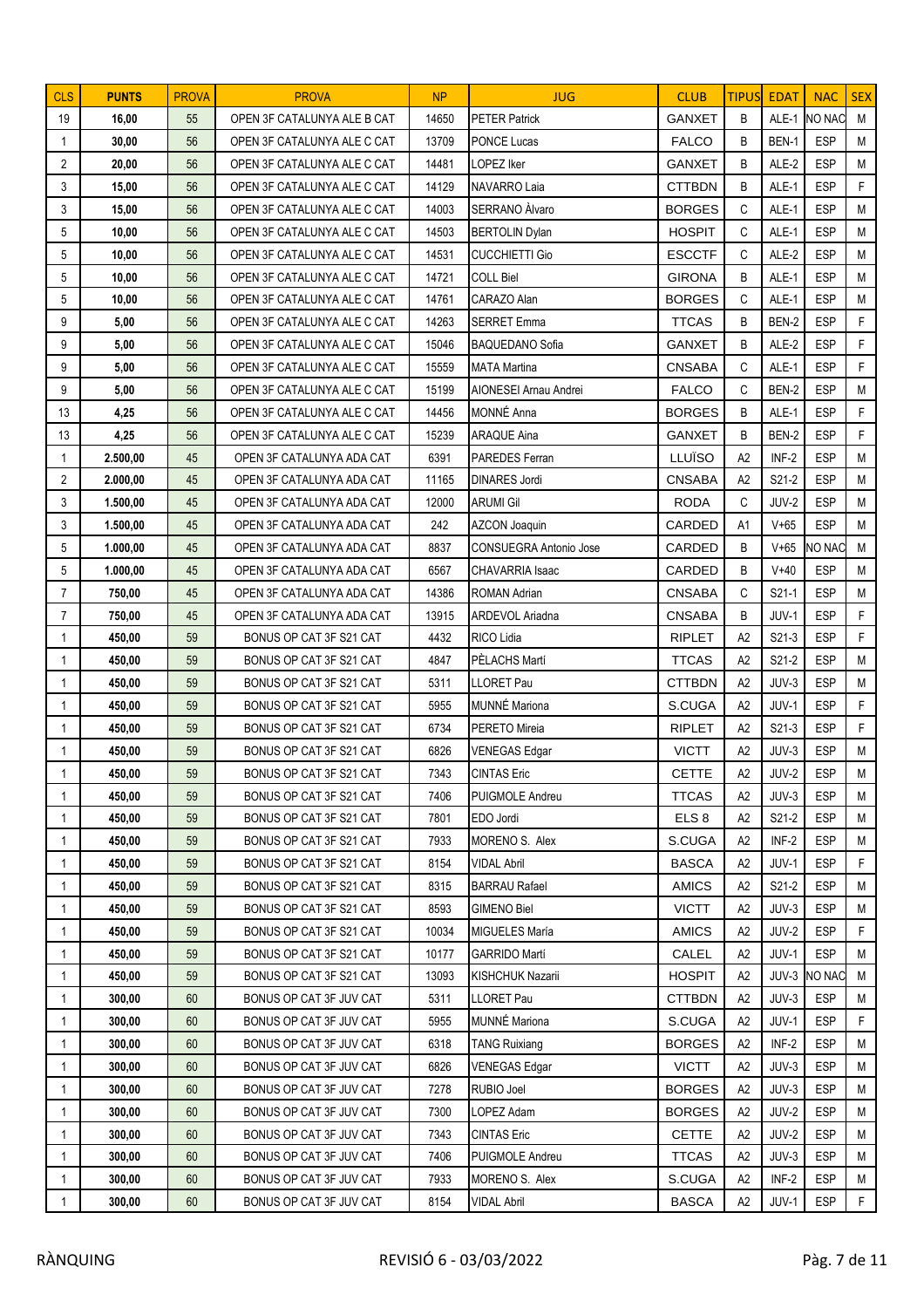| CLS | PUNTS | PROVA | PROVA | NP | JUG | CLUB | TIPUS | EDAT | NAC | SEX |
|---|---|---|---|---|---|---|---|---|---|---|
| 19 | **16,00** | 55 | OPEN 3F CATALUNYA ALE B CAT | 14650 | PETER Patrick | GANXET | B | ALE-1 | NO NAC | M |
| 1 | **30,00** | 56 | OPEN 3F CATALUNYA ALE C CAT | 13709 | PONCE Lucas | FALCO | B | BEN-1 | ESP | M |
| 2 | **20,00** | 56 | OPEN 3F CATALUNYA ALE C CAT | 14481 | LOPEZ Iker | GANXET | B | ALE-2 | ESP | M |
| 3 | **15,00** | 56 | OPEN 3F CATALUNYA ALE C CAT | 14129 | NAVARRO Laia | CTTBDN | B | ALE-1 | ESP | F |
| 3 | **15,00** | 56 | OPEN 3F CATALUNYA ALE C CAT | 14003 | SERRANO Àlvaro | BORGES | C | ALE-1 | ESP | M |
| 5 | **10,00** | 56 | OPEN 3F CATALUNYA ALE C CAT | 14503 | BERTOLIN Dylan | HOSPIT | C | ALE-1 | ESP | M |
| 5 | **10,00** | 56 | OPEN 3F CATALUNYA ALE C CAT | 14531 | CUCCHIETTI Gio | ESCCTF | C | ALE-2 | ESP | M |
| 5 | **10,00** | 56 | OPEN 3F CATALUNYA ALE C CAT | 14721 | COLL Biel | GIRONA | B | ALE-1 | ESP | M |
| 5 | **10,00** | 56 | OPEN 3F CATALUNYA ALE C CAT | 14761 | CARAZO Alan | BORGES | C | ALE-1 | ESP | M |
| 9 | **5,00** | 56 | OPEN 3F CATALUNYA ALE C CAT | 14263 | SERRET Emma | TTCAS | B | BEN-2 | ESP | F |
| 9 | **5,00** | 56 | OPEN 3F CATALUNYA ALE C CAT | 15046 | BAQUEDANO Sofia | GANXET | B | ALE-2 | ESP | F |
| 9 | **5,00** | 56 | OPEN 3F CATALUNYA ALE C CAT | 15559 | MATA Martina | CNSABA | C | ALE-1 | ESP | F |
| 9 | **5,00** | 56 | OPEN 3F CATALUNYA ALE C CAT | 15199 | AIONESEI Arnau Andrei | FALCO | C | BEN-2 | ESP | M |
| 13 | **4,25** | 56 | OPEN 3F CATALUNYA ALE C CAT | 14456 | MONNÉ Anna | BORGES | B | ALE-1 | ESP | F |
| 13 | **4,25** | 56 | OPEN 3F CATALUNYA ALE C CAT | 15239 | ARAQUE Aina | GANXET | B | BEN-2 | ESP | F |
| 1 | **2.500,00** | 45 | OPEN 3F CATALUNYA ADA CAT | 6391 | PAREDES Ferran | LLUÏSO | A2 | INF-2 | ESP | M |
| 2 | **2.000,00** | 45 | OPEN 3F CATALUNYA ADA CAT | 11165 | DINARES Jordi | CNSABA | A2 | S21-2 | ESP | M |
| 3 | **1.500,00** | 45 | OPEN 3F CATALUNYA ADA CAT | 12000 | ARUMI Gil | RODA | C | JUV-2 | ESP | M |
| 3 | **1.500,00** | 45 | OPEN 3F CATALUNYA ADA CAT | 242 | AZCON Joaquin | CARDED | A1 | V+65 | ESP | M |
| 5 | **1.000,00** | 45 | OPEN 3F CATALUNYA ADA CAT | 8837 | CONSUEGRA Antonio Jose | CARDED | B | V+65 | NO NAC | M |
| 5 | **1.000,00** | 45 | OPEN 3F CATALUNYA ADA CAT | 6567 | CHAVARRIA Isaac | CARDED | B | V+40 | ESP | M |
| 7 | **750,00** | 45 | OPEN 3F CATALUNYA ADA CAT | 14386 | ROMAN Adrian | CNSABA | C | S21-1 | ESP | M |
| 7 | **750,00** | 45 | OPEN 3F CATALUNYA ADA CAT | 13915 | ARDEVOL Ariadna | CNSABA | B | JUV-1 | ESP | F |
| 1 | **450,00** | 59 | BONUS OP CAT 3F S21 CAT | 4432 | RICO Lidia | RIPLET | A2 | S21-3 | ESP | F |
| 1 | **450,00** | 59 | BONUS OP CAT 3F S21 CAT | 4847 | PÈLACHS Martí | TTCAS | A2 | S21-2 | ESP | M |
| 1 | **450,00** | 59 | BONUS OP CAT 3F S21 CAT | 5311 | LLORET Pau | CTTBDN | A2 | JUV-3 | ESP | M |
| 1 | **450,00** | 59 | BONUS OP CAT 3F S21 CAT | 5955 | MUNNÉ Mariona | S.CUGA | A2 | JUV-1 | ESP | F |
| 1 | **450,00** | 59 | BONUS OP CAT 3F S21 CAT | 6734 | PERETO Mireia | RIPLET | A2 | S21-3 | ESP | F |
| 1 | **450,00** | 59 | BONUS OP CAT 3F S21 CAT | 6826 | VENEGAS Edgar | VICTT | A2 | JUV-3 | ESP | M |
| 1 | **450,00** | 59 | BONUS OP CAT 3F S21 CAT | 7343 | CINTAS Eric | CETTE | A2 | JUV-2 | ESP | M |
| 1 | **450,00** | 59 | BONUS OP CAT 3F S21 CAT | 7406 | PUIGMOLE Andreu | TTCAS | A2 | JUV-3 | ESP | M |
| 1 | **450,00** | 59 | BONUS OP CAT 3F S21 CAT | 7801 | EDO Jordi | ELS 8 | A2 | S21-2 | ESP | M |
| 1 | **450,00** | 59 | BONUS OP CAT 3F S21 CAT | 7933 | MORENO S. Alex | S.CUGA | A2 | INF-2 | ESP | M |
| 1 | **450,00** | 59 | BONUS OP CAT 3F S21 CAT | 8154 | VIDAL Abril | BASCA | A2 | JUV-1 | ESP | F |
| 1 | **450,00** | 59 | BONUS OP CAT 3F S21 CAT | 8315 | BARRAU Rafael | AMICS | A2 | S21-2 | ESP | M |
| 1 | **450,00** | 59 | BONUS OP CAT 3F S21 CAT | 8593 | GIMENO Biel | VICTT | A2 | JUV-3 | ESP | M |
| 1 | **450,00** | 59 | BONUS OP CAT 3F S21 CAT | 10034 | MIGUELES María | AMICS | A2 | JUV-2 | ESP | F |
| 1 | **450,00** | 59 | BONUS OP CAT 3F S21 CAT | 10177 | GARRIDO Martí | CALEL | A2 | JUV-1 | ESP | M |
| 1 | **450,00** | 59 | BONUS OP CAT 3F S21 CAT | 13093 | KISHCHUK Nazarii | HOSPIT | A2 | JUV-3 | NO NAC | M |
| 1 | **300,00** | 60 | BONUS OP CAT 3F JUV CAT | 5311 | LLORET Pau | CTTBDN | A2 | JUV-3 | ESP | M |
| 1 | **300,00** | 60 | BONUS OP CAT 3F JUV CAT | 5955 | MUNNÉ Mariona | S.CUGA | A2 | JUV-1 | ESP | F |
| 1 | **300,00** | 60 | BONUS OP CAT 3F JUV CAT | 6318 | TANG Ruixiang | BORGES | A2 | INF-2 | ESP | M |
| 1 | **300,00** | 60 | BONUS OP CAT 3F JUV CAT | 6826 | VENEGAS Edgar | VICTT | A2 | JUV-3 | ESP | M |
| 1 | **300,00** | 60 | BONUS OP CAT 3F JUV CAT | 7278 | RUBIO Joel | BORGES | A2 | JUV-3 | ESP | M |
| 1 | **300,00** | 60 | BONUS OP CAT 3F JUV CAT | 7300 | LOPEZ Adam | BORGES | A2 | JUV-2 | ESP | M |
| 1 | **300,00** | 60 | BONUS OP CAT 3F JUV CAT | 7343 | CINTAS Eric | CETTE | A2 | JUV-2 | ESP | M |
| 1 | **300,00** | 60 | BONUS OP CAT 3F JUV CAT | 7406 | PUIGMOLE Andreu | TTCAS | A2 | JUV-3 | ESP | M |
| 1 | **300,00** | 60 | BONUS OP CAT 3F JUV CAT | 7933 | MORENO S. Alex | S.CUGA | A2 | INF-2 | ESP | M |
| 1 | **300,00** | 60 | BONUS OP CAT 3F JUV CAT | 8154 | VIDAL Abril | BASCA | A2 | JUV-1 | ESP | F |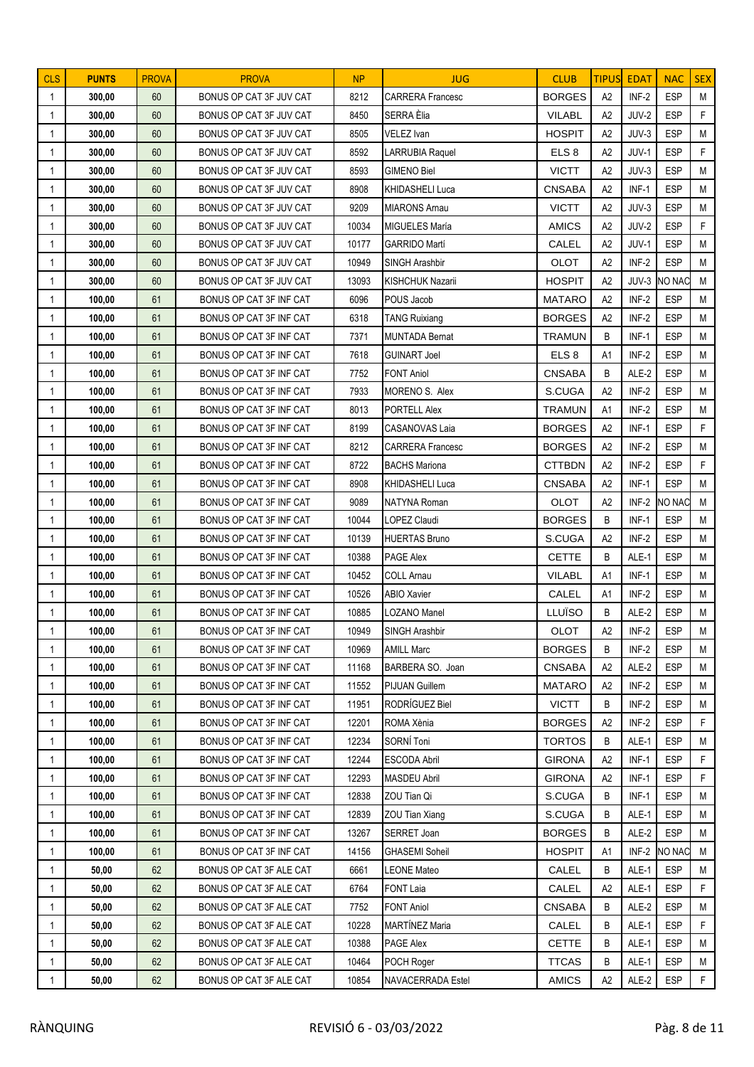| CLS | PUNTS | PROVA | PROVA | NP | JUG | CLUB | TIPUS | EDAT | NAC | SEX |
|---|---|---|---|---|---|---|---|---|---|---|
| 1 | 300,00 | 60 | BONUS OP CAT 3F JUV CAT | 8212 | CARRERA Francesc | BORGES | A2 | INF-2 | ESP | M |
| 1 | 300,00 | 60 | BONUS OP CAT 3F JUV CAT | 8450 | SERRA Èlia | VILABL | A2 | JUV-2 | ESP | F |
| 1 | 300,00 | 60 | BONUS OP CAT 3F JUV CAT | 8505 | VELEZ Ivan | HOSPIT | A2 | JUV-3 | ESP | M |
| 1 | 300,00 | 60 | BONUS OP CAT 3F JUV CAT | 8592 | LARRUBIA Raquel | ELS 8 | A2 | JUV-1 | ESP | F |
| 1 | 300,00 | 60 | BONUS OP CAT 3F JUV CAT | 8593 | GIMENO Biel | VICTT | A2 | JUV-3 | ESP | M |
| 1 | 300,00 | 60 | BONUS OP CAT 3F JUV CAT | 8908 | KHIDASHELI Luca | CNSABA | A2 | INF-1 | ESP | M |
| 1 | 300,00 | 60 | BONUS OP CAT 3F JUV CAT | 9209 | MIARONS Arnau | VICTT | A2 | JUV-3 | ESP | M |
| 1 | 300,00 | 60 | BONUS OP CAT 3F JUV CAT | 10034 | MIGUELES María | AMICS | A2 | JUV-2 | ESP | F |
| 1 | 300,00 | 60 | BONUS OP CAT 3F JUV CAT | 10177 | GARRIDO Martí | CALEL | A2 | JUV-1 | ESP | M |
| 1 | 300,00 | 60 | BONUS OP CAT 3F JUV CAT | 10949 | SINGH Arashbir | OLOT | A2 | INF-2 | ESP | M |
| 1 | 300,00 | 60 | BONUS OP CAT 3F JUV CAT | 13093 | KISHCHUK Nazarii | HOSPIT | A2 | JUV-3 | NO NAC | M |
| 1 | 100,00 | 61 | BONUS OP CAT 3F INF CAT | 6096 | POUS Jacob | MATARO | A2 | INF-2 | ESP | M |
| 1 | 100,00 | 61 | BONUS OP CAT 3F INF CAT | 6318 | TANG Ruixiang | BORGES | A2 | INF-2 | ESP | M |
| 1 | 100,00 | 61 | BONUS OP CAT 3F INF CAT | 7371 | MUNTADA Bernat | TRAMUN | B | INF-1 | ESP | M |
| 1 | 100,00 | 61 | BONUS OP CAT 3F INF CAT | 7618 | GUINART Joel | ELS 8 | A1 | INF-2 | ESP | M |
| 1 | 100,00 | 61 | BONUS OP CAT 3F INF CAT | 7752 | FONT Aniol | CNSABA | B | ALE-2 | ESP | M |
| 1 | 100,00 | 61 | BONUS OP CAT 3F INF CAT | 7933 | MORENO S. Alex | S.CUGA | A2 | INF-2 | ESP | M |
| 1 | 100,00 | 61 | BONUS OP CAT 3F INF CAT | 8013 | PORTELL Alex | TRAMUN | A1 | INF-2 | ESP | M |
| 1 | 100,00 | 61 | BONUS OP CAT 3F INF CAT | 8199 | CASANOVAS Laia | BORGES | A2 | INF-1 | ESP | F |
| 1 | 100,00 | 61 | BONUS OP CAT 3F INF CAT | 8212 | CARRERA Francesc | BORGES | A2 | INF-2 | ESP | M |
| 1 | 100,00 | 61 | BONUS OP CAT 3F INF CAT | 8722 | BACHS Mariona | CTTBDN | A2 | INF-2 | ESP | F |
| 1 | 100,00 | 61 | BONUS OP CAT 3F INF CAT | 8908 | KHIDASHELI Luca | CNSABA | A2 | INF-1 | ESP | M |
| 1 | 100,00 | 61 | BONUS OP CAT 3F INF CAT | 9089 | NATYNA Roman | OLOT | A2 | INF-2 | NO NAC | M |
| 1 | 100,00 | 61 | BONUS OP CAT 3F INF CAT | 10044 | LOPEZ Claudi | BORGES | B | INF-1 | ESP | M |
| 1 | 100,00 | 61 | BONUS OP CAT 3F INF CAT | 10139 | HUERTAS Bruno | S.CUGA | A2 | INF-2 | ESP | M |
| 1 | 100,00 | 61 | BONUS OP CAT 3F INF CAT | 10388 | PAGE Alex | CETTE | B | ALE-1 | ESP | M |
| 1 | 100,00 | 61 | BONUS OP CAT 3F INF CAT | 10452 | COLL Arnau | VILABL | A1 | INF-1 | ESP | M |
| 1 | 100,00 | 61 | BONUS OP CAT 3F INF CAT | 10526 | ABIO Xavier | CALEL | A1 | INF-2 | ESP | M |
| 1 | 100,00 | 61 | BONUS OP CAT 3F INF CAT | 10885 | LOZANO Manel | LLUÏSO | B | ALE-2 | ESP | M |
| 1 | 100,00 | 61 | BONUS OP CAT 3F INF CAT | 10949 | SINGH Arashbir | OLOT | A2 | INF-2 | ESP | M |
| 1 | 100,00 | 61 | BONUS OP CAT 3F INF CAT | 10969 | AMILL Marc | BORGES | B | INF-2 | ESP | M |
| 1 | 100,00 | 61 | BONUS OP CAT 3F INF CAT | 11168 | BARBERA SO. Joan | CNSABA | A2 | ALE-2 | ESP | M |
| 1 | 100,00 | 61 | BONUS OP CAT 3F INF CAT | 11552 | PIJUAN Guillem | MATARO | A2 | INF-2 | ESP | M |
| 1 | 100,00 | 61 | BONUS OP CAT 3F INF CAT | 11951 | RODRÍGUEZ Biel | VICTT | B | INF-2 | ESP | M |
| 1 | 100,00 | 61 | BONUS OP CAT 3F INF CAT | 12201 | ROMA Xènia | BORGES | A2 | INF-2 | ESP | F |
| 1 | 100,00 | 61 | BONUS OP CAT 3F INF CAT | 12234 | SORNÍ Toni | TORTOS | B | ALE-1 | ESP | M |
| 1 | 100,00 | 61 | BONUS OP CAT 3F INF CAT | 12244 | ESCODA Abril | GIRONA | A2 | INF-1 | ESP | F |
| 1 | 100,00 | 61 | BONUS OP CAT 3F INF CAT | 12293 | MASDEU Abril | GIRONA | A2 | INF-1 | ESP | F |
| 1 | 100,00 | 61 | BONUS OP CAT 3F INF CAT | 12838 | ZOU Tian Qi | S.CUGA | B | INF-1 | ESP | M |
| 1 | 100,00 | 61 | BONUS OP CAT 3F INF CAT | 12839 | ZOU Tian Xiang | S.CUGA | B | ALE-1 | ESP | M |
| 1 | 100,00 | 61 | BONUS OP CAT 3F INF CAT | 13267 | SERRET Joan | BORGES | B | ALE-2 | ESP | M |
| 1 | 100,00 | 61 | BONUS OP CAT 3F INF CAT | 14156 | GHASEMI Soheil | HOSPIT | A1 | INF-2 | NO NAC | M |
| 1 | 50,00 | 62 | BONUS OP CAT 3F ALE CAT | 6661 | LEONE Mateo | CALEL | B | ALE-1 | ESP | M |
| 1 | 50,00 | 62 | BONUS OP CAT 3F ALE CAT | 6764 | FONT Laia | CALEL | A2 | ALE-1 | ESP | F |
| 1 | 50,00 | 62 | BONUS OP CAT 3F ALE CAT | 7752 | FONT Aniol | CNSABA | B | ALE-2 | ESP | M |
| 1 | 50,00 | 62 | BONUS OP CAT 3F ALE CAT | 10228 | MARTÍNEZ Maria | CALEL | B | ALE-1 | ESP | F |
| 1 | 50,00 | 62 | BONUS OP CAT 3F ALE CAT | 10388 | PAGE Alex | CETTE | B | ALE-1 | ESP | M |
| 1 | 50,00 | 62 | BONUS OP CAT 3F ALE CAT | 10464 | POCH Roger | TTCAS | B | ALE-1 | ESP | M |
| 1 | 50,00 | 62 | BONUS OP CAT 3F ALE CAT | 10854 | NAVACERRADA Estel | AMICS | A2 | ALE-2 | ESP | F |

RÀNQUING — REVISIÓ 6 - 03/03/2022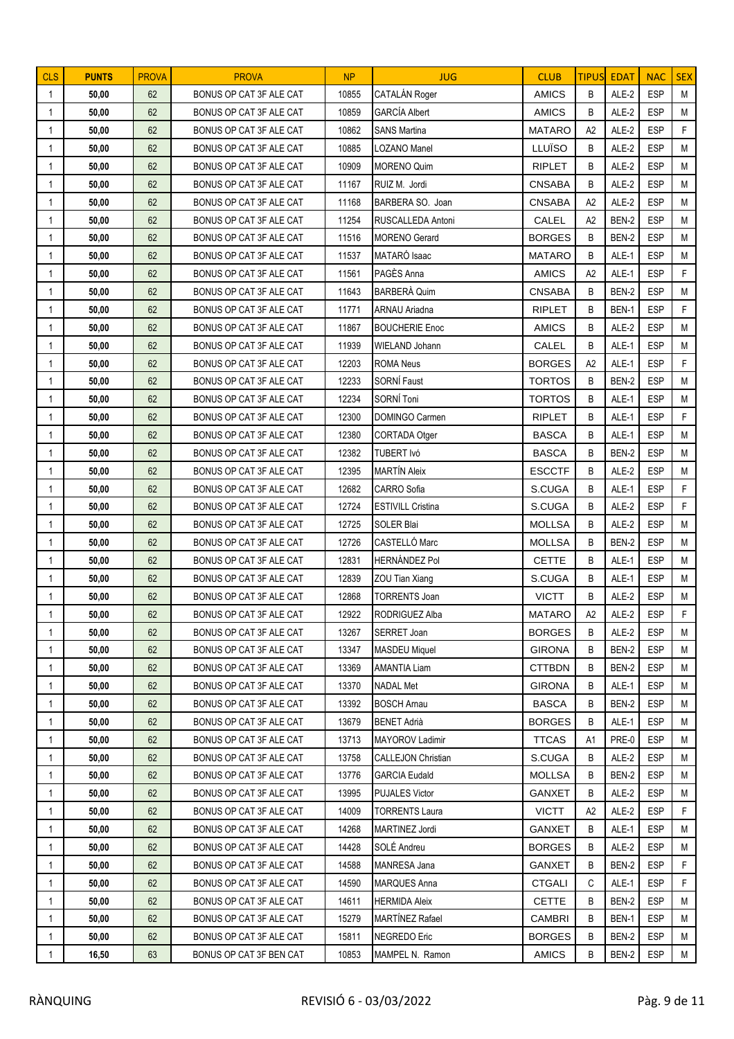| CLS | PUNTS | PROVA | PROVA | NP | JUG | CLUB | TIPUS | EDAT | NAC | SEX |
|---|---|---|---|---|---|---|---|---|---|---|
| 1 | 50,00 | 62 | BONUS OP CAT 3F ALE CAT | 10855 | CATALÁN Roger | AMICS | B | ALE-2 | ESP | M |
| 1 | 50,00 | 62 | BONUS OP CAT 3F ALE CAT | 10859 | GARCÍA Albert | AMICS | B | ALE-2 | ESP | M |
| 1 | 50,00 | 62 | BONUS OP CAT 3F ALE CAT | 10862 | SANS Martina | MATARO | A2 | ALE-2 | ESP | F |
| 1 | 50,00 | 62 | BONUS OP CAT 3F ALE CAT | 10885 | LOZANO Manel | LLUÏSO | B | ALE-2 | ESP | M |
| 1 | 50,00 | 62 | BONUS OP CAT 3F ALE CAT | 10909 | MORENO Quim | RIPLET | B | ALE-2 | ESP | M |
| 1 | 50,00 | 62 | BONUS OP CAT 3F ALE CAT | 11167 | RUIZ M. Jordi | CNSABA | B | ALE-2 | ESP | M |
| 1 | 50,00 | 62 | BONUS OP CAT 3F ALE CAT | 11168 | BARBERA SO. Joan | CNSABA | A2 | ALE-2 | ESP | M |
| 1 | 50,00 | 62 | BONUS OP CAT 3F ALE CAT | 11254 | RUSCALLEDA Antoni | CALEL | A2 | BEN-2 | ESP | M |
| 1 | 50,00 | 62 | BONUS OP CAT 3F ALE CAT | 11516 | MORENO Gerard | BORGES | B | BEN-2 | ESP | M |
| 1 | 50,00 | 62 | BONUS OP CAT 3F ALE CAT | 11537 | MATARÓ Isaac | MATARO | B | ALE-1 | ESP | M |
| 1 | 50,00 | 62 | BONUS OP CAT 3F ALE CAT | 11561 | PAGÈS Anna | AMICS | A2 | ALE-1 | ESP | F |
| 1 | 50,00 | 62 | BONUS OP CAT 3F ALE CAT | 11643 | BARBERÀ Quim | CNSABA | B | BEN-2 | ESP | M |
| 1 | 50,00 | 62 | BONUS OP CAT 3F ALE CAT | 11771 | ARNAU Ariadna | RIPLET | B | BEN-1 | ESP | F |
| 1 | 50,00 | 62 | BONUS OP CAT 3F ALE CAT | 11867 | BOUCHERIE Enoc | AMICS | B | ALE-2 | ESP | M |
| 1 | 50,00 | 62 | BONUS OP CAT 3F ALE CAT | 11939 | WIELAND Johann | CALEL | B | ALE-1 | ESP | M |
| 1 | 50,00 | 62 | BONUS OP CAT 3F ALE CAT | 12203 | ROMA Neus | BORGES | A2 | ALE-1 | ESP | F |
| 1 | 50,00 | 62 | BONUS OP CAT 3F ALE CAT | 12233 | SORNÍ Faust | TORTOS | B | BEN-2 | ESP | M |
| 1 | 50,00 | 62 | BONUS OP CAT 3F ALE CAT | 12234 | SORNÍ Toni | TORTOS | B | ALE-1 | ESP | M |
| 1 | 50,00 | 62 | BONUS OP CAT 3F ALE CAT | 12300 | DOMINGO Carmen | RIPLET | B | ALE-1 | ESP | F |
| 1 | 50,00 | 62 | BONUS OP CAT 3F ALE CAT | 12380 | CORTADA Otger | BASCA | B | ALE-1 | ESP | M |
| 1 | 50,00 | 62 | BONUS OP CAT 3F ALE CAT | 12382 | TUBERT Ivó | BASCA | B | BEN-2 | ESP | M |
| 1 | 50,00 | 62 | BONUS OP CAT 3F ALE CAT | 12395 | MARTÍN Aleix | ESCCTF | B | ALE-2 | ESP | M |
| 1 | 50,00 | 62 | BONUS OP CAT 3F ALE CAT | 12682 | CARRO Sofia | S.CUGA | B | ALE-1 | ESP | F |
| 1 | 50,00 | 62 | BONUS OP CAT 3F ALE CAT | 12724 | ESTIVILL Cristina | S.CUGA | B | ALE-2 | ESP | F |
| 1 | 50,00 | 62 | BONUS OP CAT 3F ALE CAT | 12725 | SOLER Blai | MOLLSA | B | ALE-2 | ESP | M |
| 1 | 50,00 | 62 | BONUS OP CAT 3F ALE CAT | 12726 | CASTELLÓ Marc | MOLLSA | B | BEN-2 | ESP | M |
| 1 | 50,00 | 62 | BONUS OP CAT 3F ALE CAT | 12831 | HERNÁNDEZ Pol | CETTE | B | ALE-1 | ESP | M |
| 1 | 50,00 | 62 | BONUS OP CAT 3F ALE CAT | 12839 | ZOU Tian Xiang | S.CUGA | B | ALE-1 | ESP | M |
| 1 | 50,00 | 62 | BONUS OP CAT 3F ALE CAT | 12868 | TORRENTS Joan | VICTT | B | ALE-2 | ESP | M |
| 1 | 50,00 | 62 | BONUS OP CAT 3F ALE CAT | 12922 | RODRIGUEZ Alba | MATARO | A2 | ALE-2 | ESP | F |
| 1 | 50,00 | 62 | BONUS OP CAT 3F ALE CAT | 13267 | SERRET Joan | BORGES | B | ALE-2 | ESP | M |
| 1 | 50,00 | 62 | BONUS OP CAT 3F ALE CAT | 13347 | MASDEU Miquel | GIRONA | B | BEN-2 | ESP | M |
| 1 | 50,00 | 62 | BONUS OP CAT 3F ALE CAT | 13369 | AMANTIA Liam | CTTBDN | B | BEN-2 | ESP | M |
| 1 | 50,00 | 62 | BONUS OP CAT 3F ALE CAT | 13370 | NADAL Met | GIRONA | B | ALE-1 | ESP | M |
| 1 | 50,00 | 62 | BONUS OP CAT 3F ALE CAT | 13392 | BOSCH Arnau | BASCA | B | BEN-2 | ESP | M |
| 1 | 50,00 | 62 | BONUS OP CAT 3F ALE CAT | 13679 | BENET Adrià | BORGES | B | ALE-1 | ESP | M |
| 1 | 50,00 | 62 | BONUS OP CAT 3F ALE CAT | 13713 | MAYOROV Ladimir | TTCAS | A1 | PRE-0 | ESP | M |
| 1 | 50,00 | 62 | BONUS OP CAT 3F ALE CAT | 13758 | CALLEJON Christian | S.CUGA | B | ALE-2 | ESP | M |
| 1 | 50,00 | 62 | BONUS OP CAT 3F ALE CAT | 13776 | GARCIA Eudald | MOLLSA | B | BEN-2 | ESP | M |
| 1 | 50,00 | 62 | BONUS OP CAT 3F ALE CAT | 13995 | PUJALES Victor | GANXET | B | ALE-2 | ESP | M |
| 1 | 50,00 | 62 | BONUS OP CAT 3F ALE CAT | 14009 | TORRENTS Laura | VICTT | A2 | ALE-2 | ESP | F |
| 1 | 50,00 | 62 | BONUS OP CAT 3F ALE CAT | 14268 | MARTINEZ Jordi | GANXET | B | ALE-1 | ESP | M |
| 1 | 50,00 | 62 | BONUS OP CAT 3F ALE CAT | 14428 | SOLÉ Andreu | BORGES | B | ALE-2 | ESP | M |
| 1 | 50,00 | 62 | BONUS OP CAT 3F ALE CAT | 14588 | MANRESA Jana | GANXET | B | BEN-2 | ESP | F |
| 1 | 50,00 | 62 | BONUS OP CAT 3F ALE CAT | 14590 | MARQUES Anna | CTGALI | C | ALE-1 | ESP | F |
| 1 | 50,00 | 62 | BONUS OP CAT 3F ALE CAT | 14611 | HERMIDA Aleix | CETTE | B | BEN-2 | ESP | M |
| 1 | 50,00 | 62 | BONUS OP CAT 3F ALE CAT | 15279 | MARTÍNEZ Rafael | CAMBRI | B | BEN-1 | ESP | M |
| 1 | 50,00 | 62 | BONUS OP CAT 3F ALE CAT | 15811 | NEGREDO Eric | BORGES | B | BEN-2 | ESP | M |
| 1 | 16,50 | 63 | BONUS OP CAT 3F BEN CAT | 10853 | MAMPEL N. Ramon | AMICS | B | BEN-2 | ESP | M |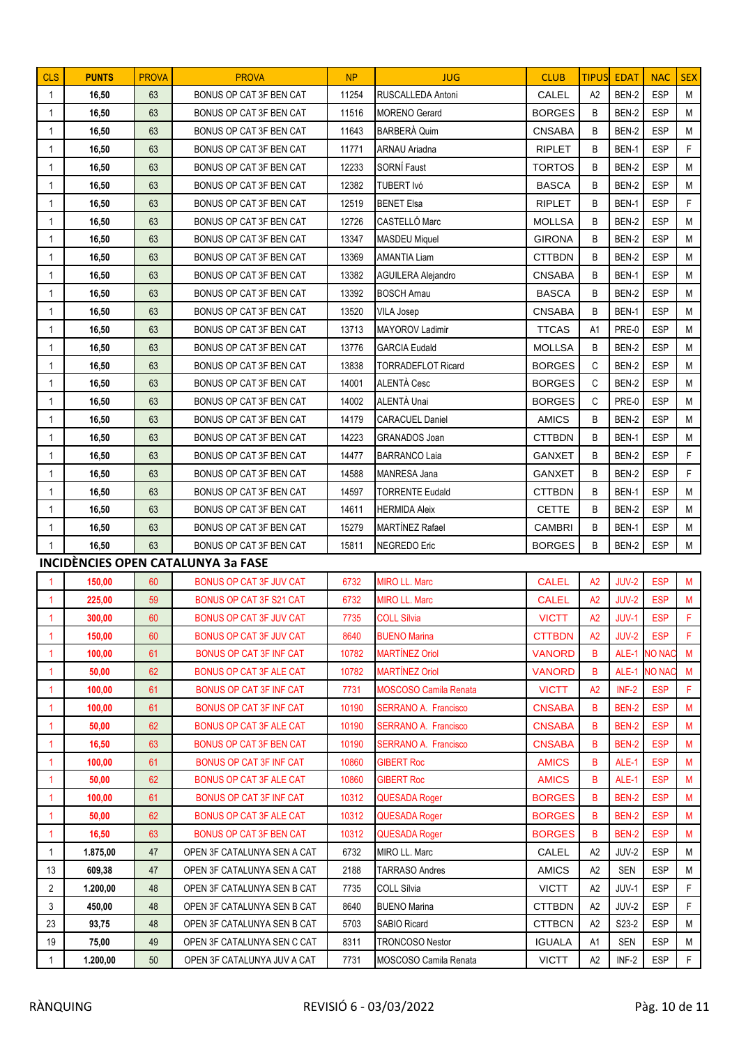| CLS | PUNTS | PROVA | PROVA | NP | JUG | CLUB | TIPUS | EDAT | NAC | SEX |
|---|---|---|---|---|---|---|---|---|---|---|
| 1 | 16,50 | 63 | BONUS OP CAT 3F BEN CAT | 11254 | RUSCALLEDA Antoni | CALEL | A2 | BEN-2 | ESP | M |
| 1 | 16,50 | 63 | BONUS OP CAT 3F BEN CAT | 11516 | MORENO Gerard | BORGES | B | BEN-2 | ESP | M |
| 1 | 16,50 | 63 | BONUS OP CAT 3F BEN CAT | 11643 | BARBERÀ Quim | CNSABA | B | BEN-2 | ESP | M |
| 1 | 16,50 | 63 | BONUS OP CAT 3F BEN CAT | 11771 | ARNAU Ariadna | RIPLET | B | BEN-1 | ESP | F |
| 1 | 16,50 | 63 | BONUS OP CAT 3F BEN CAT | 12233 | SORNÍ Faust | TORTOS | B | BEN-2 | ESP | M |
| 1 | 16,50 | 63 | BONUS OP CAT 3F BEN CAT | 12382 | TUBERT Ivó | BASCA | B | BEN-2 | ESP | M |
| 1 | 16,50 | 63 | BONUS OP CAT 3F BEN CAT | 12519 | BENET Elsa | RIPLET | B | BEN-1 | ESP | F |
| 1 | 16,50 | 63 | BONUS OP CAT 3F BEN CAT | 12726 | CASTELLÓ Marc | MOLLSA | B | BEN-2 | ESP | M |
| 1 | 16,50 | 63 | BONUS OP CAT 3F BEN CAT | 13347 | MASDEU Miquel | GIRONA | B | BEN-2 | ESP | M |
| 1 | 16,50 | 63 | BONUS OP CAT 3F BEN CAT | 13369 | AMANTIA Liam | CTTBDN | B | BEN-2 | ESP | M |
| 1 | 16,50 | 63 | BONUS OP CAT 3F BEN CAT | 13382 | AGUILERA Alejandro | CNSABA | B | BEN-1 | ESP | M |
| 1 | 16,50 | 63 | BONUS OP CAT 3F BEN CAT | 13392 | BOSCH Arnau | BASCA | B | BEN-2 | ESP | M |
| 1 | 16,50 | 63 | BONUS OP CAT 3F BEN CAT | 13520 | VILA Josep | CNSABA | B | BEN-1 | ESP | M |
| 1 | 16,50 | 63 | BONUS OP CAT 3F BEN CAT | 13713 | MAYOROV Ladimir | TTCAS | A1 | PRE-0 | ESP | M |
| 1 | 16,50 | 63 | BONUS OP CAT 3F BEN CAT | 13776 | GARCIA Eudald | MOLLSA | B | BEN-2 | ESP | M |
| 1 | 16,50 | 63 | BONUS OP CAT 3F BEN CAT | 13838 | TORRADEFLOT Ricard | BORGES | C | BEN-2 | ESP | M |
| 1 | 16,50 | 63 | BONUS OP CAT 3F BEN CAT | 14001 | ALENTÀ Cesc | BORGES | C | BEN-2 | ESP | M |
| 1 | 16,50 | 63 | BONUS OP CAT 3F BEN CAT | 14002 | ALENTÀ Unai | BORGES | C | PRE-0 | ESP | M |
| 1 | 16,50 | 63 | BONUS OP CAT 3F BEN CAT | 14179 | CARACUEL Daniel | AMICS | B | BEN-2 | ESP | M |
| 1 | 16,50 | 63 | BONUS OP CAT 3F BEN CAT | 14223 | GRANADOS Joan | CTTBDN | B | BEN-1 | ESP | M |
| 1 | 16,50 | 63 | BONUS OP CAT 3F BEN CAT | 14477 | BARRANCO Laia | GANXET | B | BEN-2 | ESP | F |
| 1 | 16,50 | 63 | BONUS OP CAT 3F BEN CAT | 14588 | MANRESA Jana | GANXET | B | BEN-2 | ESP | F |
| 1 | 16,50 | 63 | BONUS OP CAT 3F BEN CAT | 14597 | TORRENTE Eudald | CTTBDN | B | BEN-1 | ESP | M |
| 1 | 16,50 | 63 | BONUS OP CAT 3F BEN CAT | 14611 | HERMIDA Aleix | CETTE | B | BEN-2 | ESP | M |
| 1 | 16,50 | 63 | BONUS OP CAT 3F BEN CAT | 15279 | MARTÍNEZ Rafael | CAMBRI | B | BEN-1 | ESP | M |
| 1 | 16,50 | 63 | BONUS OP CAT 3F BEN CAT | 15811 | NEGREDO Eric | BORGES | B | BEN-2 | ESP | M |

## INCIDÈNCIES OPEN CATALUNYA 3a FASE

| CLS | PUNTS | PROVA | PROVA | NP | JUG | CLUB | TIPUS | EDAT | NAC | SEX |
|---|---|---|---|---|---|---|---|---|---|---|
| 1 | 150,00 | 60 | BONUS OP CAT 3F JUV CAT | 6732 | MIRO LL. Marc | CALEL | A2 | JUV-2 | ESP | M |
| 1 | 225,00 | 59 | BONUS OP CAT 3F S21 CAT | 6732 | MIRO LL. Marc | CALEL | A2 | JUV-2 | ESP | M |
| 1 | 300,00 | 60 | BONUS OP CAT 3F JUV CAT | 7735 | COLL Sílvia | VICTT | A2 | JUV-1 | ESP | F |
| 1 | 150,00 | 60 | BONUS OP CAT 3F JUV CAT | 8640 | BUENO Marina | CTTBDN | A2 | JUV-2 | ESP | F |
| 1 | 100,00 | 61 | BONUS OP CAT 3F INF CAT | 10782 | MARTÍNEZ Oriol | VANORD | B | ALE-1 | NO NAC | M |
| 1 | 50,00 | 62 | BONUS OP CAT 3F ALE CAT | 10782 | MARTÍNEZ Oriol | VANORD | B | ALE-1 | NO NAC | M |
| 1 | 100,00 | 61 | BONUS OP CAT 3F INF CAT | 7731 | MOSCOSO Camila Renata | VICTT | A2 | INF-2 | ESP | F |
| 1 | 100,00 | 61 | BONUS OP CAT 3F INF CAT | 10190 | SERRANO A. Francisco | CNSABA | B | BEN-2 | ESP | M |
| 1 | 50,00 | 62 | BONUS OP CAT 3F ALE CAT | 10190 | SERRANO A. Francisco | CNSABA | B | BEN-2 | ESP | M |
| 1 | 16,50 | 63 | BONUS OP CAT 3F BEN CAT | 10190 | SERRANO A. Francisco | CNSABA | B | BEN-2 | ESP | M |
| 1 | 100,00 | 61 | BONUS OP CAT 3F INF CAT | 10860 | GIBERT Roc | AMICS | B | ALE-1 | ESP | M |
| 1 | 50,00 | 62 | BONUS OP CAT 3F ALE CAT | 10860 | GIBERT Roc | AMICS | B | ALE-1 | ESP | M |
| 1 | 100,00 | 61 | BONUS OP CAT 3F INF CAT | 10312 | QUESADA Roger | BORGES | B | BEN-2 | ESP | M |
| 1 | 50,00 | 62 | BONUS OP CAT 3F ALE CAT | 10312 | QUESADA Roger | BORGES | B | BEN-2 | ESP | M |
| 1 | 16,50 | 63 | BONUS OP CAT 3F BEN CAT | 10312 | QUESADA Roger | BORGES | B | BEN-2 | ESP | M |
| 1 | 1.875,00 | 47 | OPEN 3F CATALUNYA SEN A CAT | 6732 | MIRO LL. Marc | CALEL | A2 | JUV-2 | ESP | M |
| 13 | 609,38 | 47 | OPEN 3F CATALUNYA SEN A CAT | 2188 | TARRASO Andres | AMICS | A2 | SEN | ESP | M |
| 2 | 1.200,00 | 48 | OPEN 3F CATALUNYA SEN B CAT | 7735 | COLL Sílvia | VICTT | A2 | JUV-1 | ESP | F |
| 3 | 450,00 | 48 | OPEN 3F CATALUNYA SEN B CAT | 8640 | BUENO Marina | CTTBDN | A2 | JUV-2 | ESP | F |
| 23 | 93,75 | 48 | OPEN 3F CATALUNYA SEN B CAT | 5703 | SABIO Ricard | CTTBCN | A2 | S23-2 | ESP | M |
| 19 | 75,00 | 49 | OPEN 3F CATALUNYA SEN C CAT | 8311 | TRONCOSO Nestor | IGUALA | A1 | SEN | ESP | M |
| 1 | 1.200,00 | 50 | OPEN 3F CATALUNYA JUV A CAT | 7731 | MOSCOSO Camila Renata | VICTT | A2 | INF-2 | ESP | F |

RÀNQUING — REVISIÓ 6 - 03/03/2022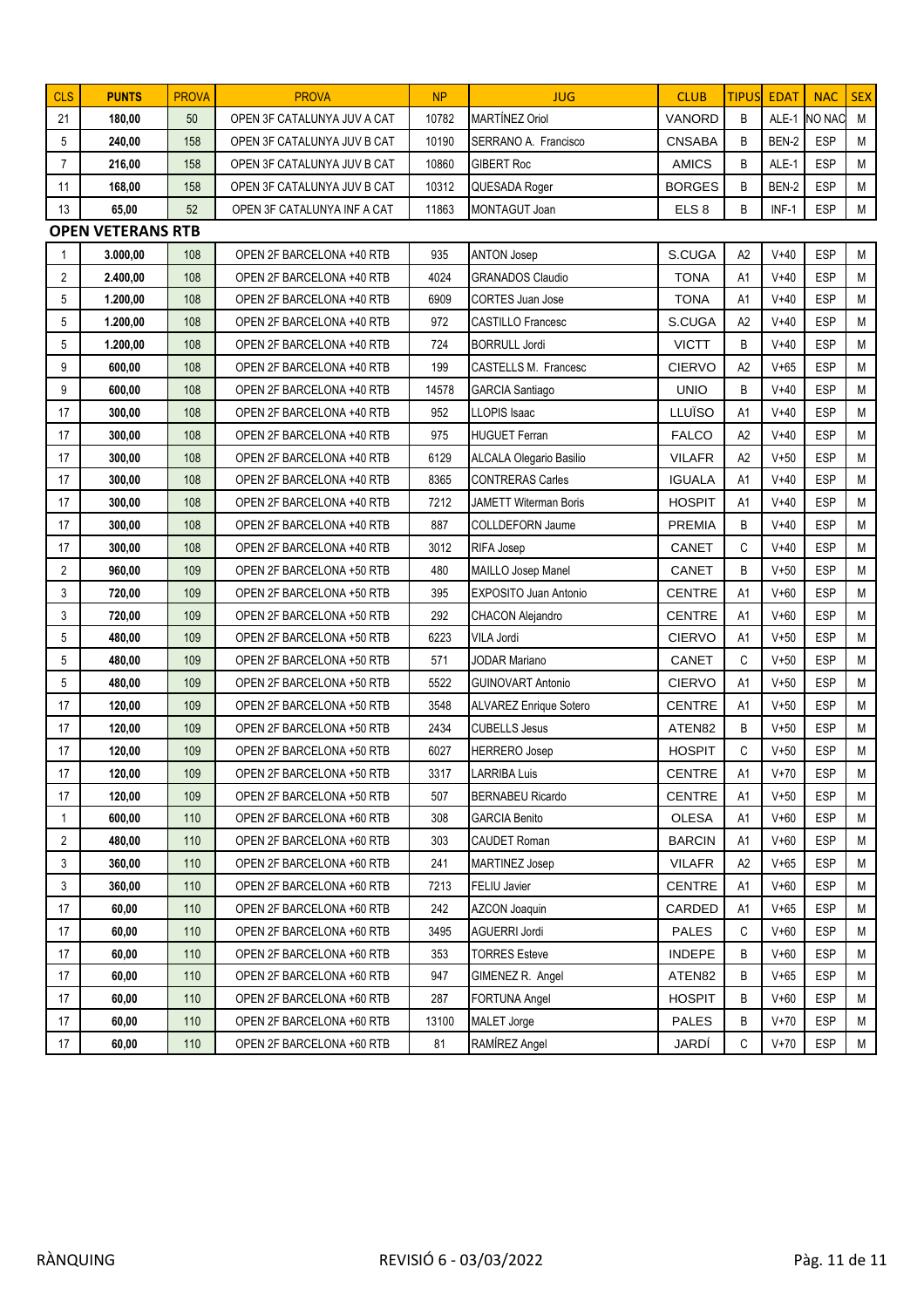| CLS | PUNTS | PROVA | PROVA | NP | JUG | CLUB | TIPUS | EDAT | NAC | SEX |
|---|---|---|---|---|---|---|---|---|---|---|
| 21 | 180,00 | 50 | OPEN 3F CATALUNYA JUV A CAT | 10782 | MARTÍNEZ Oriol | VANORD | B | ALE-1 | NO NAC | M |
| 5 | 240,00 | 158 | OPEN 3F CATALUNYA JUV B CAT | 10190 | SERRANO A. Francisco | CNSABA | B | BEN-2 | ESP | M |
| 7 | 216,00 | 158 | OPEN 3F CATALUNYA JUV B CAT | 10860 | GIBERT Roc | AMICS | B | ALE-1 | ESP | M |
| 11 | 168,00 | 158 | OPEN 3F CATALUNYA JUV B CAT | 10312 | QUESADA Roger | BORGES | B | BEN-2 | ESP | M |
| 13 | 65,00 | 52 | OPEN 3F CATALUNYA INF A CAT | 11863 | MONTAGUT Joan | ELS 8 | B | INF-1 | ESP | M |

## OPEN VETERANS RTB

| | | | | | | | | | | |
|---|---|---|---|---|---|---|---|---|---|---|
| 1 | 3.000,00 | 108 | OPEN 2F BARCELONA +40 RTB | 935 | ANTON Josep | S.CUGA | A2 | V+40 | ESP | M |
| 2 | 2.400,00 | 108 | OPEN 2F BARCELONA +40 RTB | 4024 | GRANADOS Claudio | TONA | A1 | V+40 | ESP | M |
| 5 | 1.200,00 | 108 | OPEN 2F BARCELONA +40 RTB | 6909 | CORTES Juan Jose | TONA | A1 | V+40 | ESP | M |
| 5 | 1.200,00 | 108 | OPEN 2F BARCELONA +40 RTB | 972 | CASTILLO Francesc | S.CUGA | A2 | V+40 | ESP | M |
| 5 | 1.200,00 | 108 | OPEN 2F BARCELONA +40 RTB | 724 | BORRULL Jordi | VICTT | B | V+40 | ESP | M |
| 9 | 600,00 | 108 | OPEN 2F BARCELONA +40 RTB | 199 | CASTELLS M. Francesc | CIERVO | A2 | V+65 | ESP | M |
| 9 | 600,00 | 108 | OPEN 2F BARCELONA +40 RTB | 14578 | GARCIA Santiago | UNIO | B | V+40 | ESP | M |
| 17 | 300,00 | 108 | OPEN 2F BARCELONA +40 RTB | 952 | LLOPIS Isaac | LLUÏSO | A1 | V+40 | ESP | M |
| 17 | 300,00 | 108 | OPEN 2F BARCELONA +40 RTB | 975 | HUGUET Ferran | FALCO | A2 | V+40 | ESP | M |
| 17 | 300,00 | 108 | OPEN 2F BARCELONA +40 RTB | 6129 | ALCALA Olegario Basilio | VILAFR | A2 | V+50 | ESP | M |
| 17 | 300,00 | 108 | OPEN 2F BARCELONA +40 RTB | 8365 | CONTRERAS Carles | IGUALA | A1 | V+40 | ESP | M |
| 17 | 300,00 | 108 | OPEN 2F BARCELONA +40 RTB | 7212 | JAMETT Witerman Boris | HOSPIT | A1 | V+40 | ESP | M |
| 17 | 300,00 | 108 | OPEN 2F BARCELONA +40 RTB | 887 | COLLDEFORN Jaume | PREMIA | B | V+40 | ESP | M |
| 17 | 300,00 | 108 | OPEN 2F BARCELONA +40 RTB | 3012 | RIFA Josep | CANET | C | V+40 | ESP | M |
| 2 | 960,00 | 109 | OPEN 2F BARCELONA +50 RTB | 480 | MAILLO Josep Manel | CANET | B | V+50 | ESP | M |
| 3 | 720,00 | 109 | OPEN 2F BARCELONA +50 RTB | 395 | EXPOSITO Juan Antonio | CENTRE | A1 | V+60 | ESP | M |
| 3 | 720,00 | 109 | OPEN 2F BARCELONA +50 RTB | 292 | CHACON Alejandro | CENTRE | A1 | V+60 | ESP | M |
| 5 | 480,00 | 109 | OPEN 2F BARCELONA +50 RTB | 6223 | VILA Jordi | CIERVO | A1 | V+50 | ESP | M |
| 5 | 480,00 | 109 | OPEN 2F BARCELONA +50 RTB | 571 | JODAR Mariano | CANET | C | V+50 | ESP | M |
| 5 | 480,00 | 109 | OPEN 2F BARCELONA +50 RTB | 5522 | GUINOVART Antonio | CIERVO | A1 | V+50 | ESP | M |
| 17 | 120,00 | 109 | OPEN 2F BARCELONA +50 RTB | 3548 | ALVAREZ Enrique Sotero | CENTRE | A1 | V+50 | ESP | M |
| 17 | 120,00 | 109 | OPEN 2F BARCELONA +50 RTB | 2434 | CUBELLS Jesus | ATEN82 | B | V+50 | ESP | M |
| 17 | 120,00 | 109 | OPEN 2F BARCELONA +50 RTB | 6027 | HERRERO Josep | HOSPIT | C | V+50 | ESP | M |
| 17 | 120,00 | 109 | OPEN 2F BARCELONA +50 RTB | 3317 | LARRIBA Luis | CENTRE | A1 | V+70 | ESP | M |
| 17 | 120,00 | 109 | OPEN 2F BARCELONA +50 RTB | 507 | BERNABEU Ricardo | CENTRE | A1 | V+50 | ESP | M |
| 1 | 600,00 | 110 | OPEN 2F BARCELONA +60 RTB | 308 | GARCIA Benito | OLESA | A1 | V+60 | ESP | M |
| 2 | 480,00 | 110 | OPEN 2F BARCELONA +60 RTB | 303 | CAUDET Roman | BARCIN | A1 | V+60 | ESP | M |
| 3 | 360,00 | 110 | OPEN 2F BARCELONA +60 RTB | 241 | MARTINEZ Josep | VILAFR | A2 | V+65 | ESP | M |
| 3 | 360,00 | 110 | OPEN 2F BARCELONA +60 RTB | 7213 | FELIU Javier | CENTRE | A1 | V+60 | ESP | M |
| 17 | 60,00 | 110 | OPEN 2F BARCELONA +60 RTB | 242 | AZCON Joaquin | CARDED | A1 | V+65 | ESP | M |
| 17 | 60,00 | 110 | OPEN 2F BARCELONA +60 RTB | 3495 | AGUERRI Jordi | PALES | C | V+60 | ESP | M |
| 17 | 60,00 | 110 | OPEN 2F BARCELONA +60 RTB | 353 | TORRES Esteve | INDEPE | B | V+60 | ESP | M |
| 17 | 60,00 | 110 | OPEN 2F BARCELONA +60 RTB | 947 | GIMENEZ R. Angel | ATEN82 | B | V+65 | ESP | M |
| 17 | 60,00 | 110 | OPEN 2F BARCELONA +60 RTB | 287 | FORTUNA Angel | HOSPIT | B | V+60 | ESP | M |
| 17 | 60,00 | 110 | OPEN 2F BARCELONA +60 RTB | 13100 | MALET Jorge | PALES | B | V+70 | ESP | M |
| 17 | 60,00 | 110 | OPEN 2F BARCELONA +60 RTB | 81 | RAMÍREZ Angel | JARDÍ | C | V+70 | ESP | M |

RÀNQUING

REVISIÓ 6 - 03/03/2022